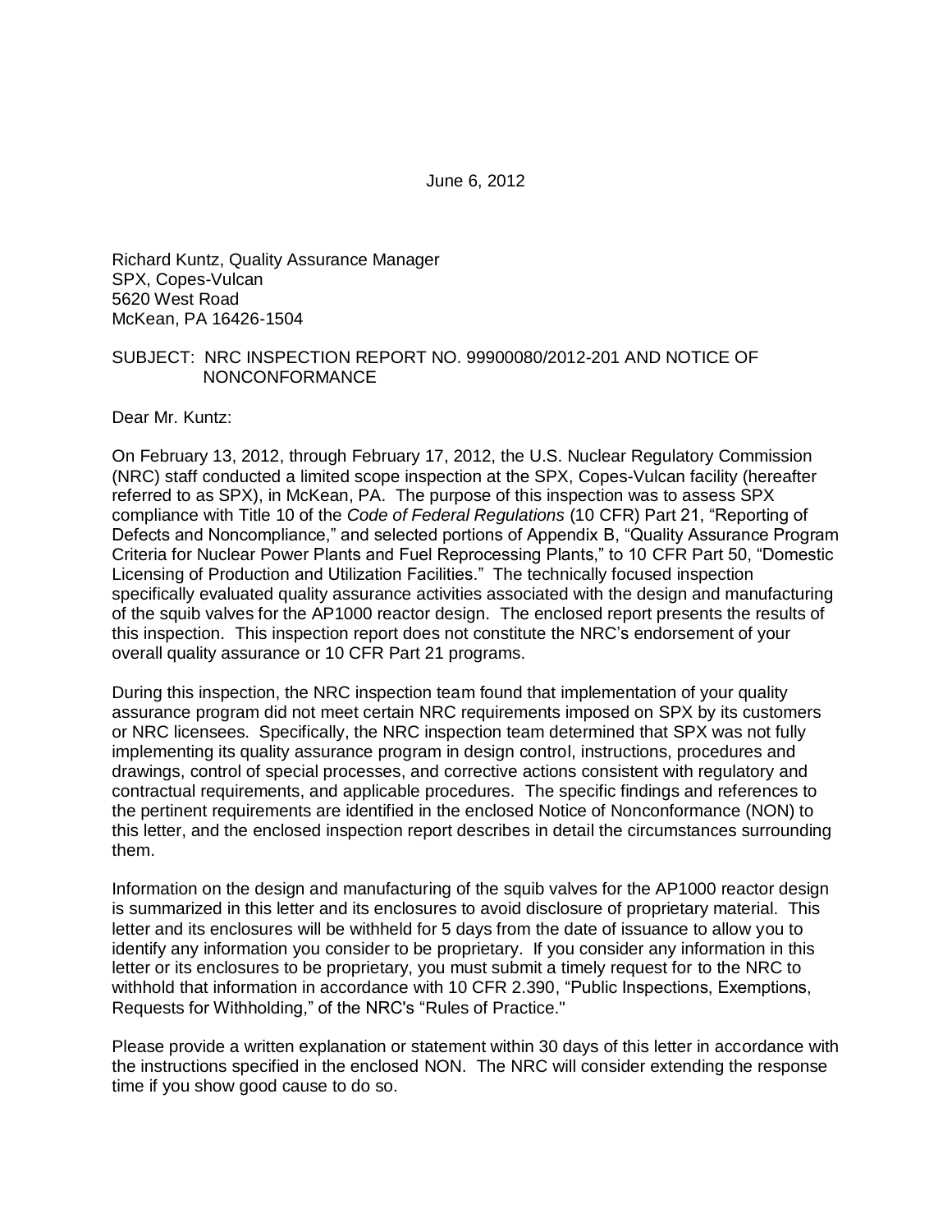June 6, 2012

Richard Kuntz, Quality Assurance Manager
SPX, Copes-Vulcan
5620 West Road
McKean, PA 16426-1504

SUBJECT: NRC INSPECTION REPORT NO. 99900080/2012-201 AND NOTICE OF NONCONFORMANCE

Dear Mr. Kuntz:

On February 13, 2012, through February 17, 2012, the U.S. Nuclear Regulatory Commission (NRC) staff conducted a limited scope inspection at the SPX, Copes-Vulcan facility (hereafter referred to as SPX), in McKean, PA. The purpose of this inspection was to assess SPX compliance with Title 10 of the *Code of Federal Regulations* (10 CFR) Part 21, "Reporting of Defects and Noncompliance," and selected portions of Appendix B, "Quality Assurance Program Criteria for Nuclear Power Plants and Fuel Reprocessing Plants," to 10 CFR Part 50, "Domestic Licensing of Production and Utilization Facilities." The technically focused inspection specifically evaluated quality assurance activities associated with the design and manufacturing of the squib valves for the AP1000 reactor design. The enclosed report presents the results of this inspection. This inspection report does not constitute the NRC's endorsement of your overall quality assurance or 10 CFR Part 21 programs.

During this inspection, the NRC inspection team found that implementation of your quality assurance program did not meet certain NRC requirements imposed on SPX by its customers or NRC licensees. Specifically, the NRC inspection team determined that SPX was not fully implementing its quality assurance program in design control, instructions, procedures and drawings, control of special processes, and corrective actions consistent with regulatory and contractual requirements, and applicable procedures. The specific findings and references to the pertinent requirements are identified in the enclosed Notice of Nonconformance (NON) to this letter, and the enclosed inspection report describes in detail the circumstances surrounding them.

Information on the design and manufacturing of the squib valves for the AP1000 reactor design is summarized in this letter and its enclosures to avoid disclosure of proprietary material. This letter and its enclosures will be withheld for 5 days from the date of issuance to allow you to identify any information you consider to be proprietary. If you consider any information in this letter or its enclosures to be proprietary, you must submit a timely request for to the NRC to withhold that information in accordance with 10 CFR 2.390, "Public Inspections, Exemptions, Requests for Withholding," of the NRC's "Rules of Practice."

Please provide a written explanation or statement within 30 days of this letter in accordance with the instructions specified in the enclosed NON. The NRC will consider extending the response time if you show good cause to do so.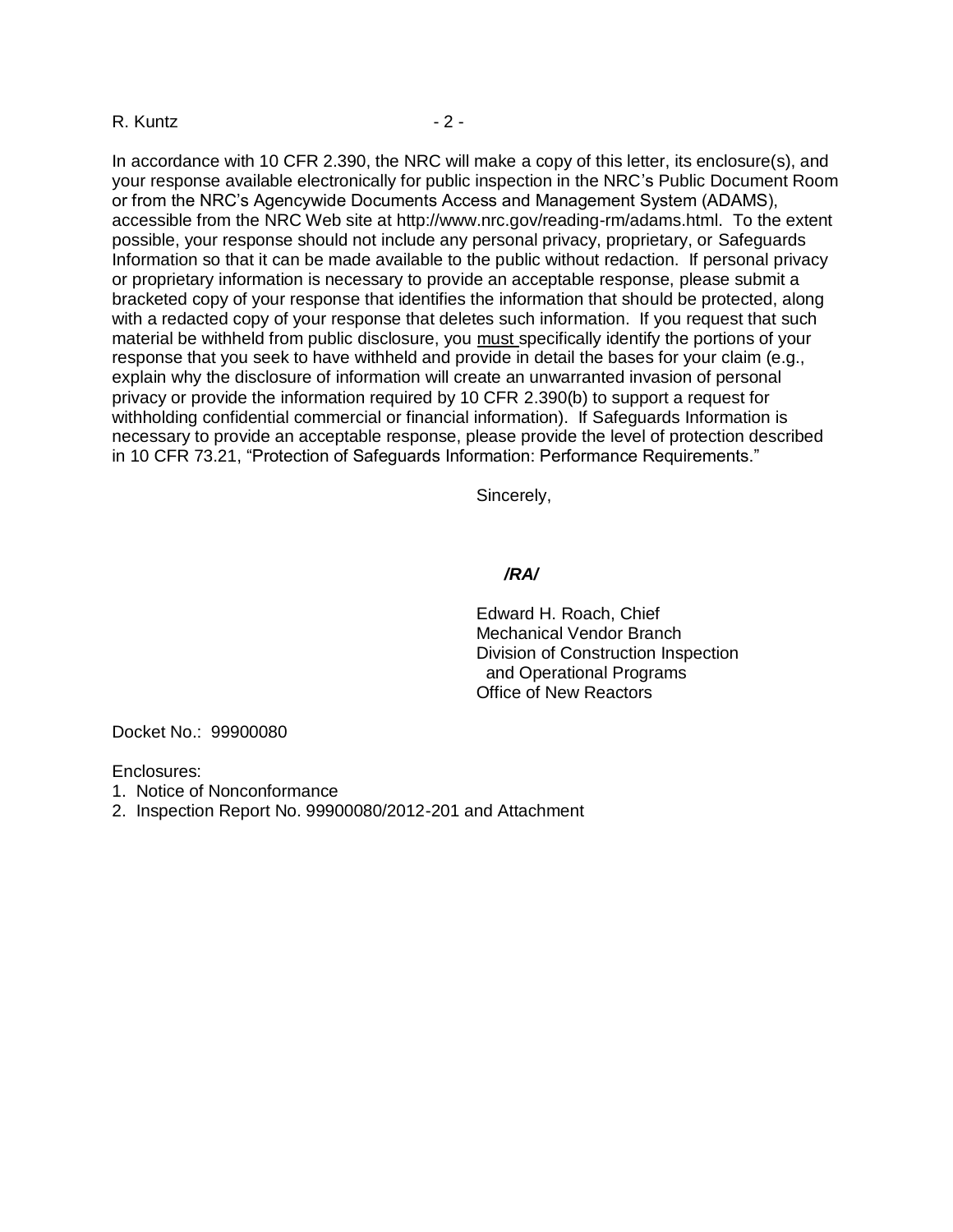In accordance with 10 CFR 2.390, the NRC will make a copy of this letter, its enclosure(s), and your response available electronically for public inspection in the NRC's Public Document Room or from the NRC's Agencywide Documents Access and Management System (ADAMS), accessible from the NRC Web site at http://www.nrc.gov/reading-rm/adams.html. To the extent possible, your response should not include any personal privacy, proprietary, or Safeguards Information so that it can be made available to the public without redaction. If personal privacy or proprietary information is necessary to provide an acceptable response, please submit a bracketed copy of your response that identifies the information that should be protected, along with a redacted copy of your response that deletes such information. If you request that such material be withheld from public disclosure, you <u>must</u> specifically identify the portions of your response that you seek to have withheld and provide in detail the bases for your claim (e.g., explain why the disclosure of information will create an unwarranted invasion of personal privacy or provide the information required by 10 CFR 2.390(b) to support a request for withholding confidential commercial or financial information). If Safeguards Information is necessary to provide an acceptable response, please provide the level of protection described in 10 CFR 73.21, "Protection of Safeguards Information: Performance Requirements."

Sincerely,

***/RA/***

Edward H. Roach, Chief
Mechanical Vendor Branch
Division of Construction Inspection
and Operational Programs
Office of New Reactors

Docket No.: 99900080

Enclosures:
1. Notice of Nonconformance
2. Inspection Report No. 99900080/2012-201 and Attachment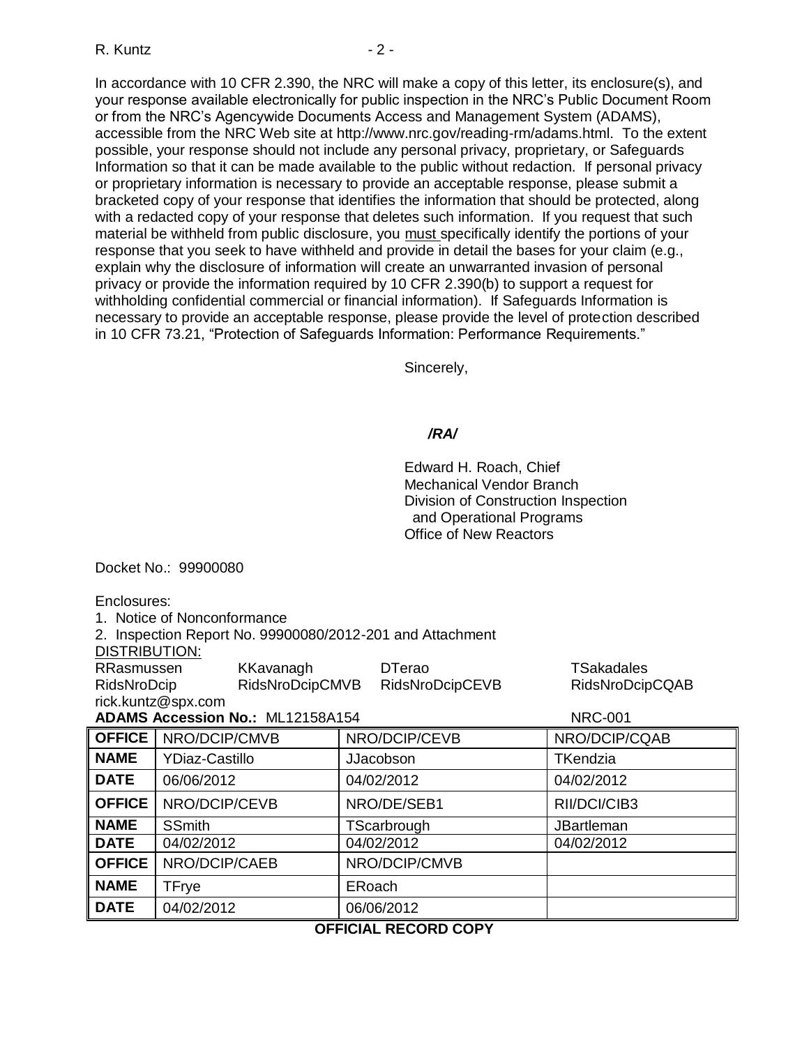In accordance with 10 CFR 2.390, the NRC will make a copy of this letter, its enclosure(s), and your response available electronically for public inspection in the NRC's Public Document Room or from the NRC's Agencywide Documents Access and Management System (ADAMS), accessible from the NRC Web site at http://www.nrc.gov/reading-rm/adams.html. To the extent possible, your response should not include any personal privacy, proprietary, or Safeguards Information so that it can be made available to the public without redaction. If personal privacy or proprietary information is necessary to provide an acceptable response, please submit a bracketed copy of your response that identifies the information that should be protected, along with a redacted copy of your response that deletes such information. If you request that such material be withheld from public disclosure, you must specifically identify the portions of your response that you seek to have withheld and provide in detail the bases for your claim (e.g., explain why the disclosure of information will create an unwarranted invasion of personal privacy or provide the information required by 10 CFR 2.390(b) to support a request for withholding confidential commercial or financial information). If Safeguards Information is necessary to provide an acceptable response, please provide the level of protection described in 10 CFR 73.21, "Protection of Safeguards Information: Performance Requirements."

Sincerely,

*/RA/*

Edward H. Roach, Chief
Mechanical Vendor Branch
Division of Construction Inspection
and Operational Programs
Office of New Reactors

Docket No.: 99900080

Enclosures:
1. Notice of Nonconformance
2. Inspection Report No. 99900080/2012-201 and Attachment

DISTRIBUTION:
RRasmussen KKavanagh DTerao TSakadales
RidsNroDcip RidsNroDcipCMVB RidsNroDcipCEVB RidsNroDcipCQAB
rick.kuntz@spx.com

**ADAMS Accession No.:** ML12158A154 NRC-001

| **OFFICE** | NRO/DCIP/CMVB | NRO/DCIP/CEVB | NRO/DCIP/CQAB |
|---|---|---|---|
| **NAME** | YDiaz-Castillo | JJacobson | TKendzia |
| **DATE** | 06/06/2012 | 04/02/2012 | 04/02/2012 |
| **OFFICE** | NRO/DCIP/CEVB | NRO/DE/SEB1 | RII/DCI/CIB3 |
| **NAME** | SSmith | TScarbrough | JBartleman |
| **DATE** | 04/02/2012 | 04/02/2012 | 04/02/2012 |
| **OFFICE** | NRO/DCIP/CAEB | NRO/DCIP/CMVB | |
| **NAME** | TFrye | ERoach | |
| **DATE** | 04/02/2012 | 06/06/2012 | |

**OFFICIAL RECORD COPY**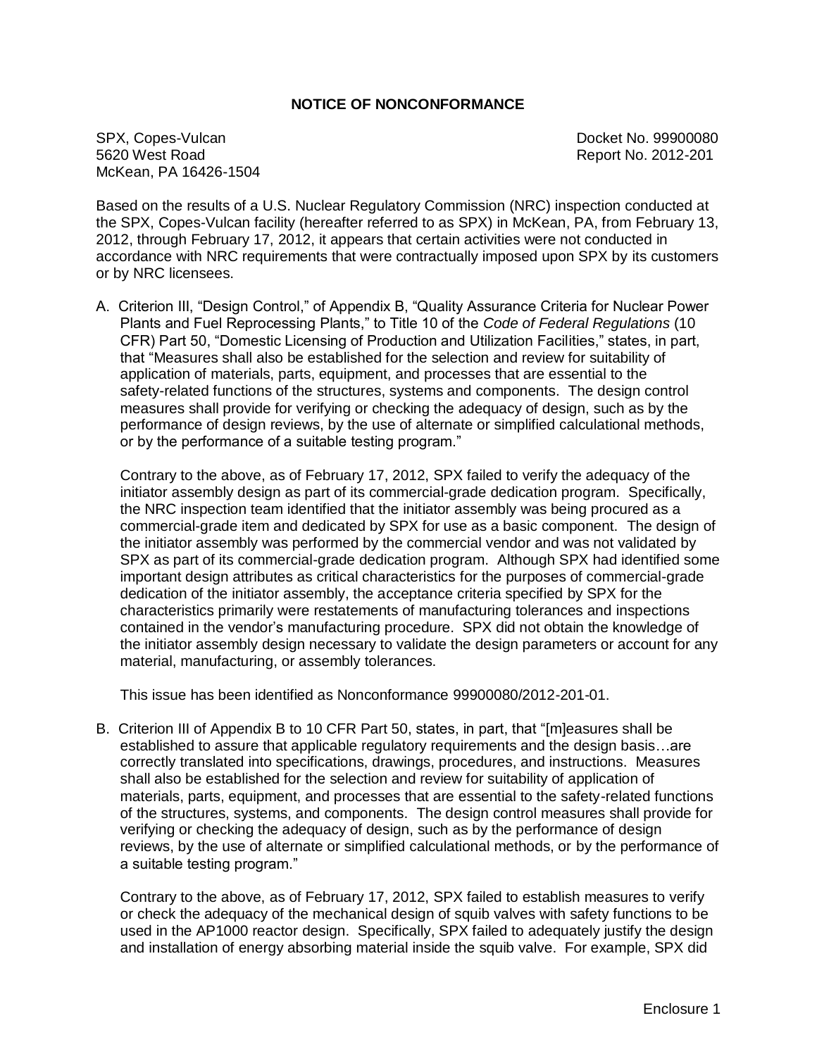## NOTICE OF NONCONFORMANCE

SPX, Copes-Vulcan
5620 West Road
McKean, PA 16426-1504

Docket No. 99900080
Report No. 2012-201

Based on the results of a U.S. Nuclear Regulatory Commission (NRC) inspection conducted at the SPX, Copes-Vulcan facility (hereafter referred to as SPX) in McKean, PA, from February 13, 2012, through February 17, 2012, it appears that certain activities were not conducted in accordance with NRC requirements that were contractually imposed upon SPX by its customers or by NRC licensees.

A. Criterion III, "Design Control," of Appendix B, "Quality Assurance Criteria for Nuclear Power Plants and Fuel Reprocessing Plants," to Title 10 of the *Code of Federal Regulations* (10 CFR) Part 50, "Domestic Licensing of Production and Utilization Facilities," states, in part, that "Measures shall also be established for the selection and review for suitability of application of materials, parts, equipment, and processes that are essential to the safety-related functions of the structures, systems and components. The design control measures shall provide for verifying or checking the adequacy of design, such as by the performance of design reviews, by the use of alternate or simplified calculational methods, or by the performance of a suitable testing program."

   Contrary to the above, as of February 17, 2012, SPX failed to verify the adequacy of the initiator assembly design as part of its commercial-grade dedication program. Specifically, the NRC inspection team identified that the initiator assembly was being procured as a commercial-grade item and dedicated by SPX for use as a basic component. The design of the initiator assembly was performed by the commercial vendor and was not validated by SPX as part of its commercial-grade dedication program. Although SPX had identified some important design attributes as critical characteristics for the purposes of commercial-grade dedication of the initiator assembly, the acceptance criteria specified by SPX for the characteristics primarily were restatements of manufacturing tolerances and inspections contained in the vendor's manufacturing procedure. SPX did not obtain the knowledge of the initiator assembly design necessary to validate the design parameters or account for any material, manufacturing, or assembly tolerances.

   This issue has been identified as Nonconformance 99900080/2012-201-01.

B. Criterion III of Appendix B to 10 CFR Part 50, states, in part, that "[m]easures shall be established to assure that applicable regulatory requirements and the design basis…are correctly translated into specifications, drawings, procedures, and instructions. Measures shall also be established for the selection and review for suitability of application of materials, parts, equipment, and processes that are essential to the safety-related functions of the structures, systems, and components. The design control measures shall provide for verifying or checking the adequacy of design, such as by the performance of design reviews, by the use of alternate or simplified calculational methods, or by the performance of a suitable testing program."

   Contrary to the above, as of February 17, 2012, SPX failed to establish measures to verify or check the adequacy of the mechanical design of squib valves with safety functions to be used in the AP1000 reactor design. Specifically, SPX failed to adequately justify the design and installation of energy absorbing material inside the squib valve. For example, SPX did

Enclosure 1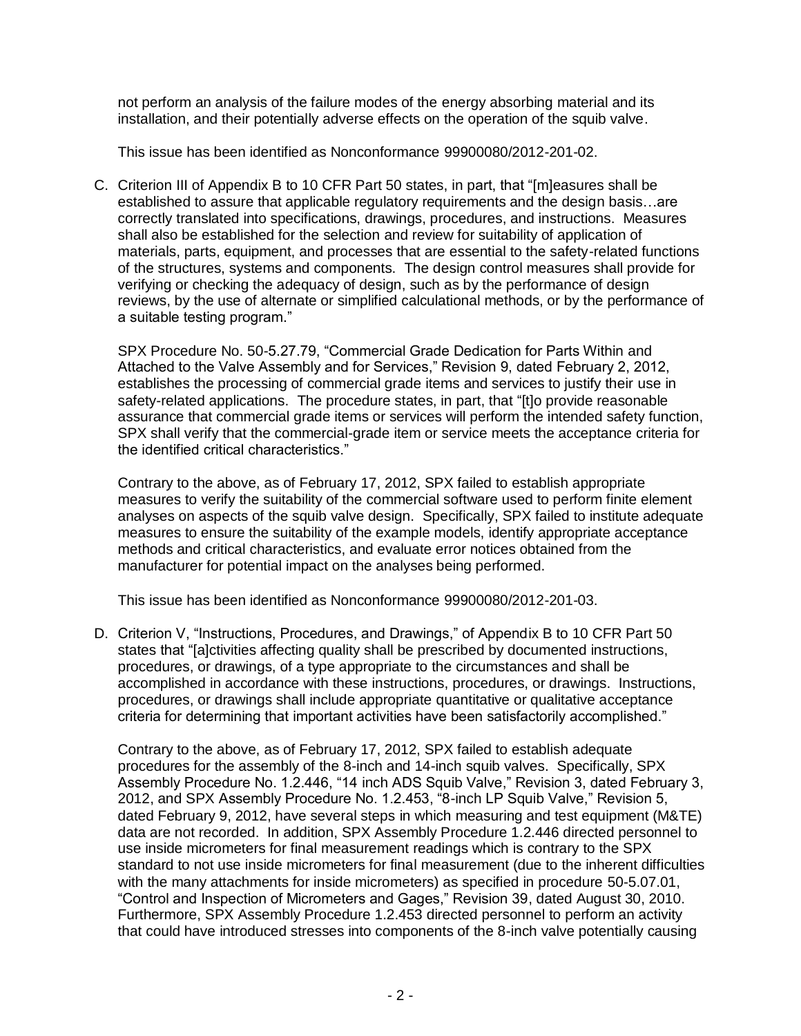not perform an analysis of the failure modes of the energy absorbing material and its installation, and their potentially adverse effects on the operation of the squib valve.

This issue has been identified as Nonconformance 99900080/2012-201-02.

C. Criterion III of Appendix B to 10 CFR Part 50 states, in part, that "[m]easures shall be established to assure that applicable regulatory requirements and the design basis…are correctly translated into specifications, drawings, procedures, and instructions. Measures shall also be established for the selection and review for suitability of application of materials, parts, equipment, and processes that are essential to the safety-related functions of the structures, systems and components. The design control measures shall provide for verifying or checking the adequacy of design, such as by the performance of design reviews, by the use of alternate or simplified calculational methods, or by the performance of a suitable testing program."

   SPX Procedure No. 50-5.27.79, "Commercial Grade Dedication for Parts Within and Attached to the Valve Assembly and for Services," Revision 9, dated February 2, 2012, establishes the processing of commercial grade items and services to justify their use in safety-related applications. The procedure states, in part, that "[t]o provide reasonable assurance that commercial grade items or services will perform the intended safety function, SPX shall verify that the commercial-grade item or service meets the acceptance criteria for the identified critical characteristics."

   Contrary to the above, as of February 17, 2012, SPX failed to establish appropriate measures to verify the suitability of the commercial software used to perform finite element analyses on aspects of the squib valve design. Specifically, SPX failed to institute adequate measures to ensure the suitability of the example models, identify appropriate acceptance methods and critical characteristics, and evaluate error notices obtained from the manufacturer for potential impact on the analyses being performed.

   This issue has been identified as Nonconformance 99900080/2012-201-03.

D. Criterion V, "Instructions, Procedures, and Drawings," of Appendix B to 10 CFR Part 50 states that "[a]ctivities affecting quality shall be prescribed by documented instructions, procedures, or drawings, of a type appropriate to the circumstances and shall be accomplished in accordance with these instructions, procedures, or drawings. Instructions, procedures, or drawings shall include appropriate quantitative or qualitative acceptance criteria for determining that important activities have been satisfactorily accomplished."

   Contrary to the above, as of February 17, 2012, SPX failed to establish adequate procedures for the assembly of the 8-inch and 14-inch squib valves. Specifically, SPX Assembly Procedure No. 1.2.446, "14 inch ADS Squib Valve," Revision 3, dated February 3, 2012, and SPX Assembly Procedure No. 1.2.453, "8-inch LP Squib Valve," Revision 5, dated February 9, 2012, have several steps in which measuring and test equipment (M&TE) data are not recorded. In addition, SPX Assembly Procedure 1.2.446 directed personnel to use inside micrometers for final measurement readings which is contrary to the SPX standard to not use inside micrometers for final measurement (due to the inherent difficulties with the many attachments for inside micrometers) as specified in procedure 50-5.07.01, "Control and Inspection of Micrometers and Gages," Revision 39, dated August 30, 2010. Furthermore, SPX Assembly Procedure 1.2.453 directed personnel to perform an activity that could have introduced stresses into components of the 8-inch valve potentially causing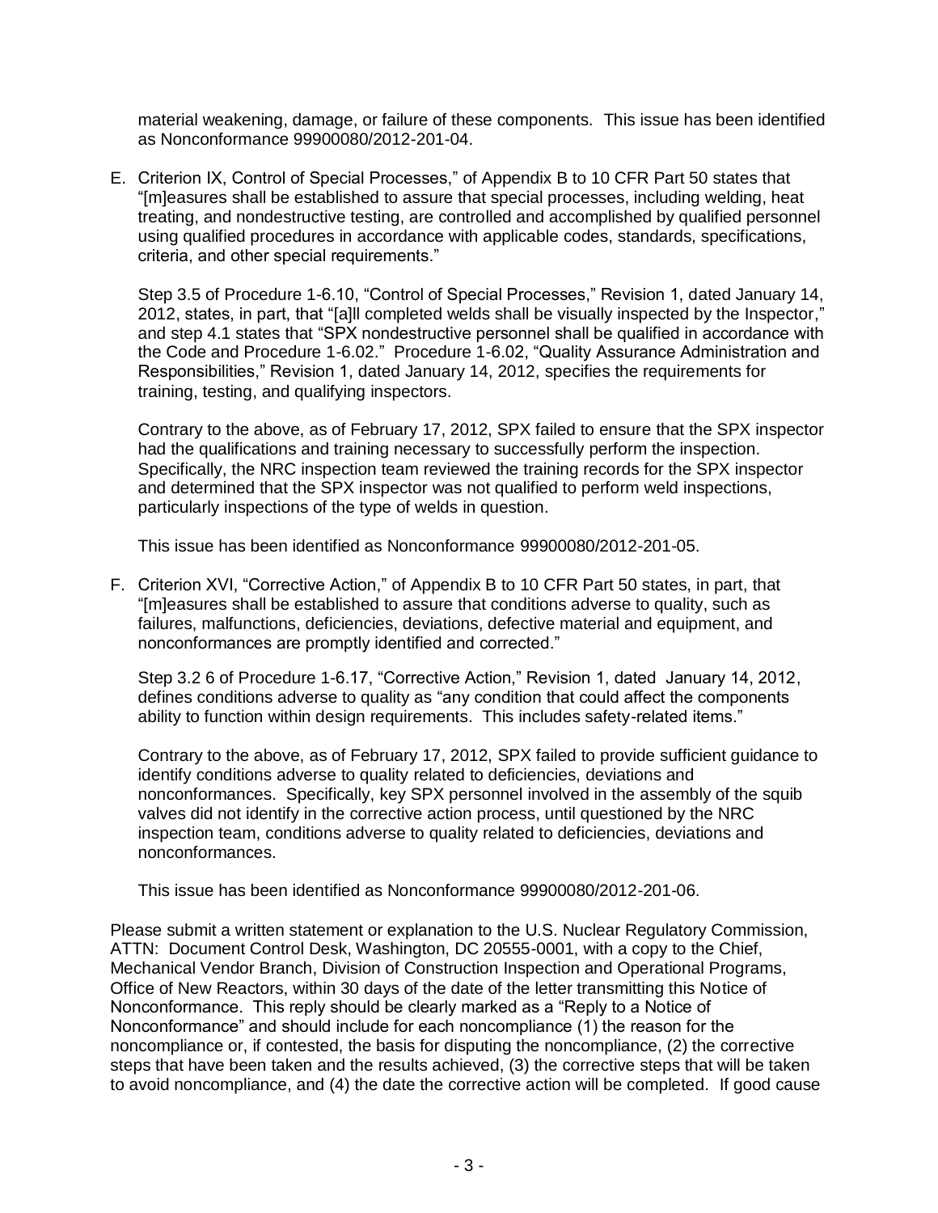material weakening, damage, or failure of these components. This issue has been identified as Nonconformance 99900080/2012-201-04.

E. Criterion IX, Control of Special Processes," of Appendix B to 10 CFR Part 50 states that "[m]easures shall be established to assure that special processes, including welding, heat treating, and nondestructive testing, are controlled and accomplished by qualified personnel using qualified procedures in accordance with applicable codes, standards, specifications, criteria, and other special requirements."

   Step 3.5 of Procedure 1-6.10, "Control of Special Processes," Revision 1, dated January 14, 2012, states, in part, that "[a]ll completed welds shall be visually inspected by the Inspector," and step 4.1 states that "SPX nondestructive personnel shall be qualified in accordance with the Code and Procedure 1-6.02." Procedure 1-6.02, "Quality Assurance Administration and Responsibilities," Revision 1, dated January 14, 2012, specifies the requirements for training, testing, and qualifying inspectors.

   Contrary to the above, as of February 17, 2012, SPX failed to ensure that the SPX inspector had the qualifications and training necessary to successfully perform the inspection. Specifically, the NRC inspection team reviewed the training records for the SPX inspector and determined that the SPX inspector was not qualified to perform weld inspections, particularly inspections of the type of welds in question.

   This issue has been identified as Nonconformance 99900080/2012-201-05.

F. Criterion XVI, "Corrective Action," of Appendix B to 10 CFR Part 50 states, in part, that "[m]easures shall be established to assure that conditions adverse to quality, such as failures, malfunctions, deficiencies, deviations, defective material and equipment, and nonconformances are promptly identified and corrected."

   Step 3.2 6 of Procedure 1-6.17, "Corrective Action," Revision 1, dated January 14, 2012, defines conditions adverse to quality as "any condition that could affect the components ability to function within design requirements. This includes safety-related items."

   Contrary to the above, as of February 17, 2012, SPX failed to provide sufficient guidance to identify conditions adverse to quality related to deficiencies, deviations and nonconformances. Specifically, key SPX personnel involved in the assembly of the squib valves did not identify in the corrective action process, until questioned by the NRC inspection team, conditions adverse to quality related to deficiencies, deviations and nonconformances.

   This issue has been identified as Nonconformance 99900080/2012-201-06.

Please submit a written statement or explanation to the U.S. Nuclear Regulatory Commission, ATTN: Document Control Desk, Washington, DC 20555-0001, with a copy to the Chief, Mechanical Vendor Branch, Division of Construction Inspection and Operational Programs, Office of New Reactors, within 30 days of the date of the letter transmitting this Notice of Nonconformance. This reply should be clearly marked as a "Reply to a Notice of Nonconformance" and should include for each noncompliance (1) the reason for the noncompliance or, if contested, the basis for disputing the noncompliance, (2) the corrective steps that have been taken and the results achieved, (3) the corrective steps that will be taken to avoid noncompliance, and (4) the date the corrective action will be completed. If good cause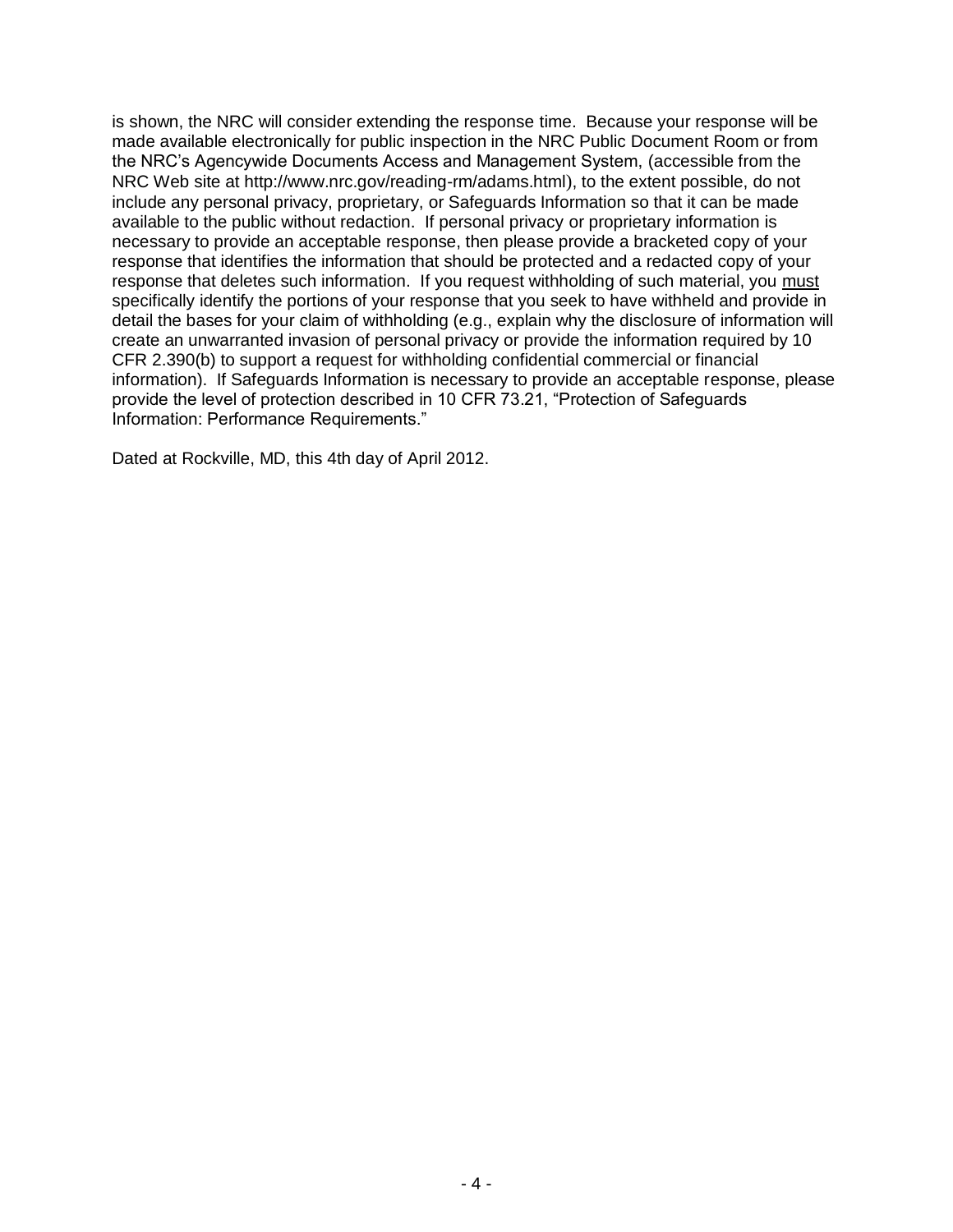is shown, the NRC will consider extending the response time. Because your response will be made available electronically for public inspection in the NRC Public Document Room or from the NRC's Agencywide Documents Access and Management System, (accessible from the NRC Web site at http://www.nrc.gov/reading-rm/adams.html), to the extent possible, do not include any personal privacy, proprietary, or Safeguards Information so that it can be made available to the public without redaction. If personal privacy or proprietary information is necessary to provide an acceptable response, then please provide a bracketed copy of your response that identifies the information that should be protected and a redacted copy of your response that deletes such information. If you request withholding of such material, you <u>must</u> specifically identify the portions of your response that you seek to have withheld and provide in detail the bases for your claim of withholding (e.g., explain why the disclosure of information will create an unwarranted invasion of personal privacy or provide the information required by 10 CFR 2.390(b) to support a request for withholding confidential commercial or financial information). If Safeguards Information is necessary to provide an acceptable response, please provide the level of protection described in 10 CFR 73.21, "Protection of Safeguards Information: Performance Requirements."

Dated at Rockville, MD, this 4th day of April 2012.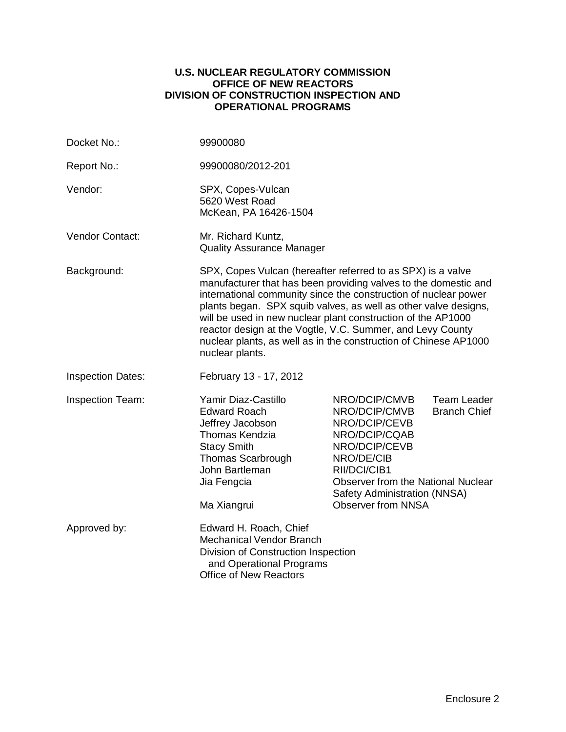**U.S. NUCLEAR REGULATORY COMMISSION**
**OFFICE OF NEW REACTORS**
**DIVISION OF CONSTRUCTION INSPECTION AND OPERATIONAL PROGRAMS**

| | | | |
|---|---|---|---|
| Docket No.: | 99900080 | | |
| Report No.: | 99900080/2012-201 | | |
| Vendor: | SPX, Copes-Vulcan<br>5620 West Road<br>McKean, PA 16426-1504 | | |
| Vendor Contact: | Mr. Richard Kuntz,<br>Quality Assurance Manager | | |
| Background: | SPX, Copes Vulcan (hereafter referred to as SPX) is a valve manufacturer that has been providing valves to the domestic and international community since the construction of nuclear power plants began. SPX squib valves, as well as other valve designs, will be used in new nuclear plant construction of the AP1000 reactor design at the Vogtle, V.C. Summer, and Levy County nuclear plants, as well as in the construction of Chinese AP1000 nuclear plants. | | |
| Inspection Dates: | February 13 - 17, 2012 | | |
| Inspection Team: | Yamir Diaz-Castillo | NRO/DCIP/CMVB | Team Leader |
| | Edward Roach | NRO/DCIP/CMVB | Branch Chief |
| | Jeffrey Jacobson | NRO/DCIP/CEVB | |
| | Thomas Kendzia | NRO/DCIP/CQAB | |
| | Stacy Smith | NRO/DCIP/CEVB | |
| | Thomas Scarbrough | NRO/DE/CIB | |
| | John Bartleman | RII/DCI/CIB1 | |
| | Jia Fengcia | Observer from the National Nuclear Safety Administration (NNSA) | |
| | Ma Xiangrui | Observer from NNSA | |
| Approved by: | Edward H. Roach, Chief<br>Mechanical Vendor Branch<br>Division of Construction Inspection and Operational Programs<br>Office of New Reactors | | |

Enclosure 2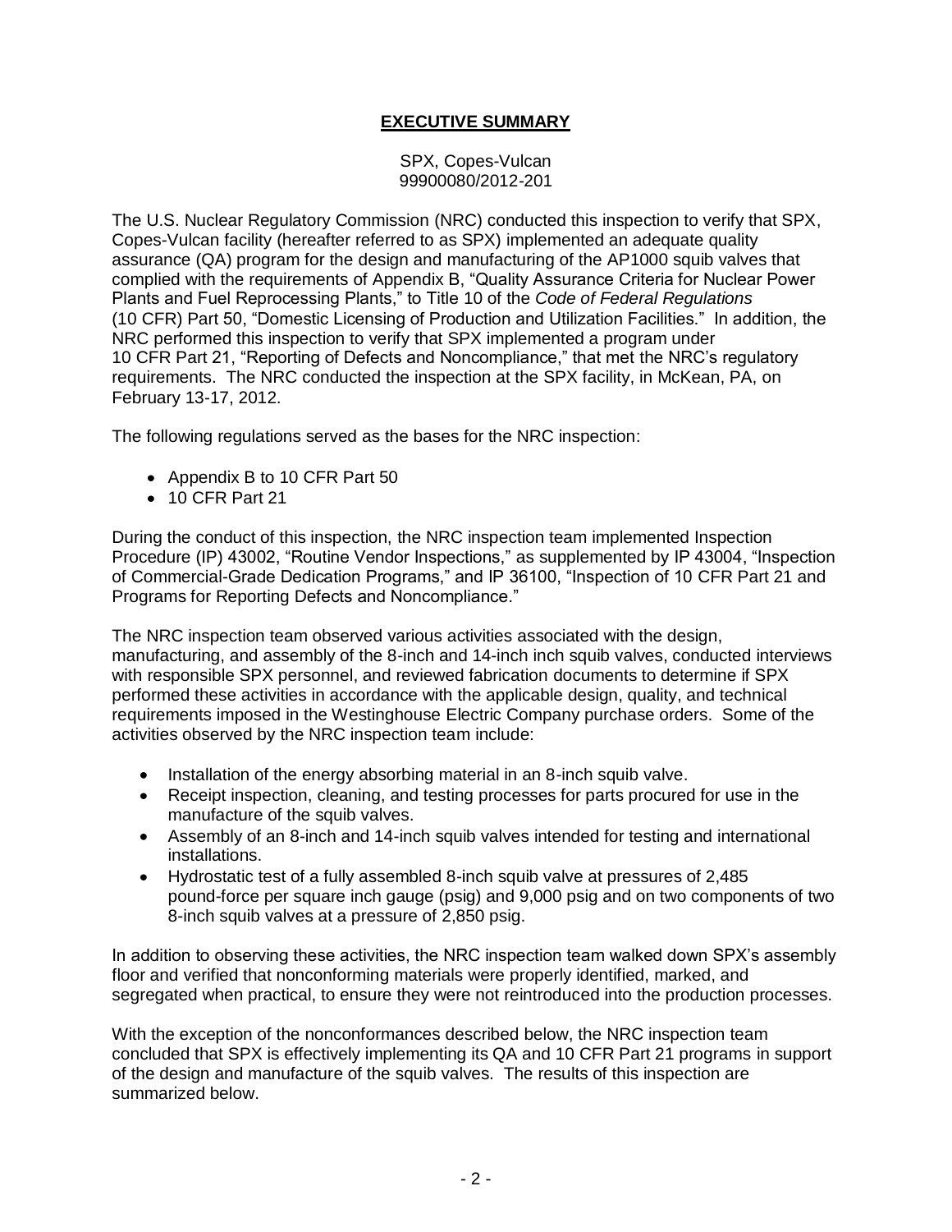## **EXECUTIVE SUMMARY**

SPX, Copes-Vulcan
99900080/2012-201

The U.S. Nuclear Regulatory Commission (NRC) conducted this inspection to verify that SPX, Copes-Vulcan facility (hereafter referred to as SPX) implemented an adequate quality assurance (QA) program for the design and manufacturing of the AP1000 squib valves that complied with the requirements of Appendix B, "Quality Assurance Criteria for Nuclear Power Plants and Fuel Reprocessing Plants," to Title 10 of the *Code of Federal Regulations* (10 CFR) Part 50, "Domestic Licensing of Production and Utilization Facilities." In addition, the NRC performed this inspection to verify that SPX implemented a program under 10 CFR Part 21, "Reporting of Defects and Noncompliance," that met the NRC's regulatory requirements. The NRC conducted the inspection at the SPX facility, in McKean, PA, on February 13-17, 2012.

The following regulations served as the bases for the NRC inspection:

- Appendix B to 10 CFR Part 50
- 10 CFR Part 21

During the conduct of this inspection, the NRC inspection team implemented Inspection Procedure (IP) 43002, "Routine Vendor Inspections," as supplemented by IP 43004, "Inspection of Commercial-Grade Dedication Programs," and IP 36100, "Inspection of 10 CFR Part 21 and Programs for Reporting Defects and Noncompliance."

The NRC inspection team observed various activities associated with the design, manufacturing, and assembly of the 8-inch and 14-inch inch squib valves, conducted interviews with responsible SPX personnel, and reviewed fabrication documents to determine if SPX performed these activities in accordance with the applicable design, quality, and technical requirements imposed in the Westinghouse Electric Company purchase orders. Some of the activities observed by the NRC inspection team include:

- Installation of the energy absorbing material in an 8-inch squib valve.
- Receipt inspection, cleaning, and testing processes for parts procured for use in the manufacture of the squib valves.
- Assembly of an 8-inch and 14-inch squib valves intended for testing and international installations.
- Hydrostatic test of a fully assembled 8-inch squib valve at pressures of 2,485 pound-force per square inch gauge (psig) and 9,000 psig and on two components of two 8-inch squib valves at a pressure of 2,850 psig.

In addition to observing these activities, the NRC inspection team walked down SPX's assembly floor and verified that nonconforming materials were properly identified, marked, and segregated when practical, to ensure they were not reintroduced into the production processes.

With the exception of the nonconformances described below, the NRC inspection team concluded that SPX is effectively implementing its QA and 10 CFR Part 21 programs in support of the design and manufacture of the squib valves. The results of this inspection are summarized below.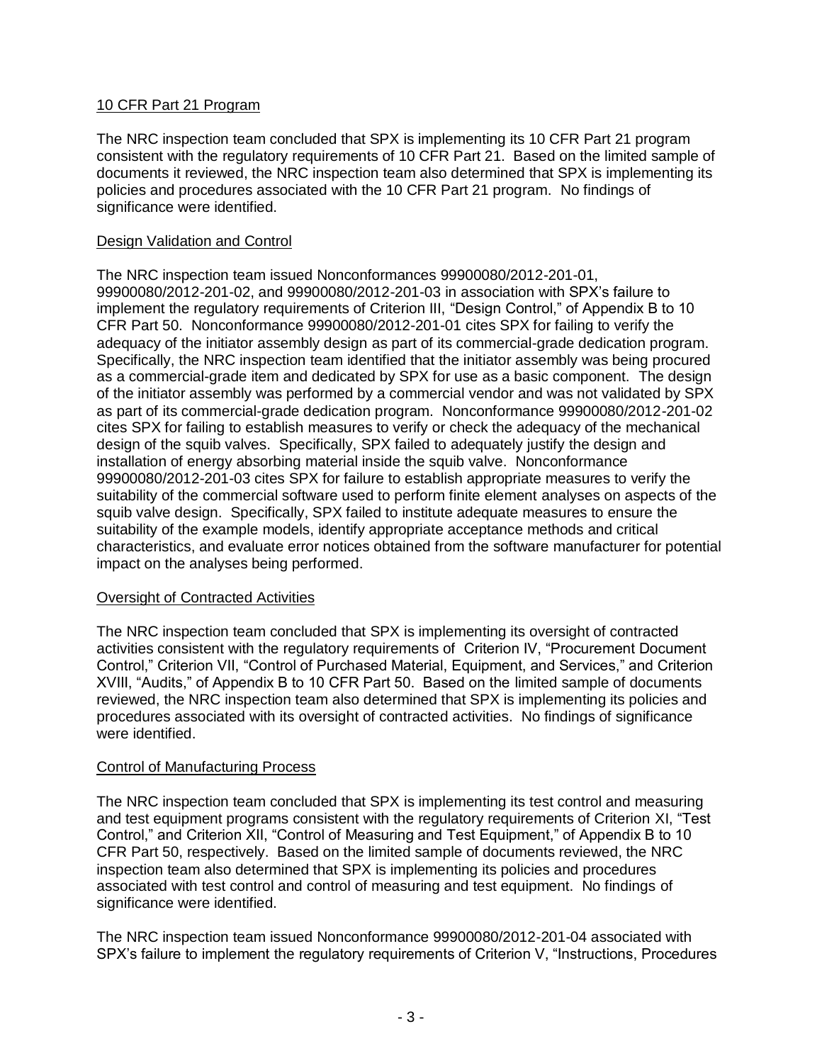## 10 CFR Part 21 Program

The NRC inspection team concluded that SPX is implementing its 10 CFR Part 21 program consistent with the regulatory requirements of 10 CFR Part 21. Based on the limited sample of documents it reviewed, the NRC inspection team also determined that SPX is implementing its policies and procedures associated with the 10 CFR Part 21 program. No findings of significance were identified.

## Design Validation and Control

The NRC inspection team issued Nonconformances 99900080/2012-201-01, 99900080/2012-201-02, and 99900080/2012-201-03 in association with SPX's failure to implement the regulatory requirements of Criterion III, "Design Control," of Appendix B to 10 CFR Part 50. Nonconformance 99900080/2012-201-01 cites SPX for failing to verify the adequacy of the initiator assembly design as part of its commercial-grade dedication program. Specifically, the NRC inspection team identified that the initiator assembly was being procured as a commercial-grade item and dedicated by SPX for use as a basic component. The design of the initiator assembly was performed by a commercial vendor and was not validated by SPX as part of its commercial-grade dedication program. Nonconformance 99900080/2012-201-02 cites SPX for failing to establish measures to verify or check the adequacy of the mechanical design of the squib valves. Specifically, SPX failed to adequately justify the design and installation of energy absorbing material inside the squib valve. Nonconformance 99900080/2012-201-03 cites SPX for failure to establish appropriate measures to verify the suitability of the commercial software used to perform finite element analyses on aspects of the squib valve design. Specifically, SPX failed to institute adequate measures to ensure the suitability of the example models, identify appropriate acceptance methods and critical characteristics, and evaluate error notices obtained from the software manufacturer for potential impact on the analyses being performed.

## Oversight of Contracted Activities

The NRC inspection team concluded that SPX is implementing its oversight of contracted activities consistent with the regulatory requirements of Criterion IV, "Procurement Document Control," Criterion VII, "Control of Purchased Material, Equipment, and Services," and Criterion XVIII, "Audits," of Appendix B to 10 CFR Part 50. Based on the limited sample of documents reviewed, the NRC inspection team also determined that SPX is implementing its policies and procedures associated with its oversight of contracted activities. No findings of significance were identified.

## Control of Manufacturing Process

The NRC inspection team concluded that SPX is implementing its test control and measuring and test equipment programs consistent with the regulatory requirements of Criterion XI, "Test Control," and Criterion XII, "Control of Measuring and Test Equipment," of Appendix B to 10 CFR Part 50, respectively. Based on the limited sample of documents reviewed, the NRC inspection team also determined that SPX is implementing its policies and procedures associated with test control and control of measuring and test equipment. No findings of significance were identified.

The NRC inspection team issued Nonconformance 99900080/2012-201-04 associated with SPX's failure to implement the regulatory requirements of Criterion V, "Instructions, Procedures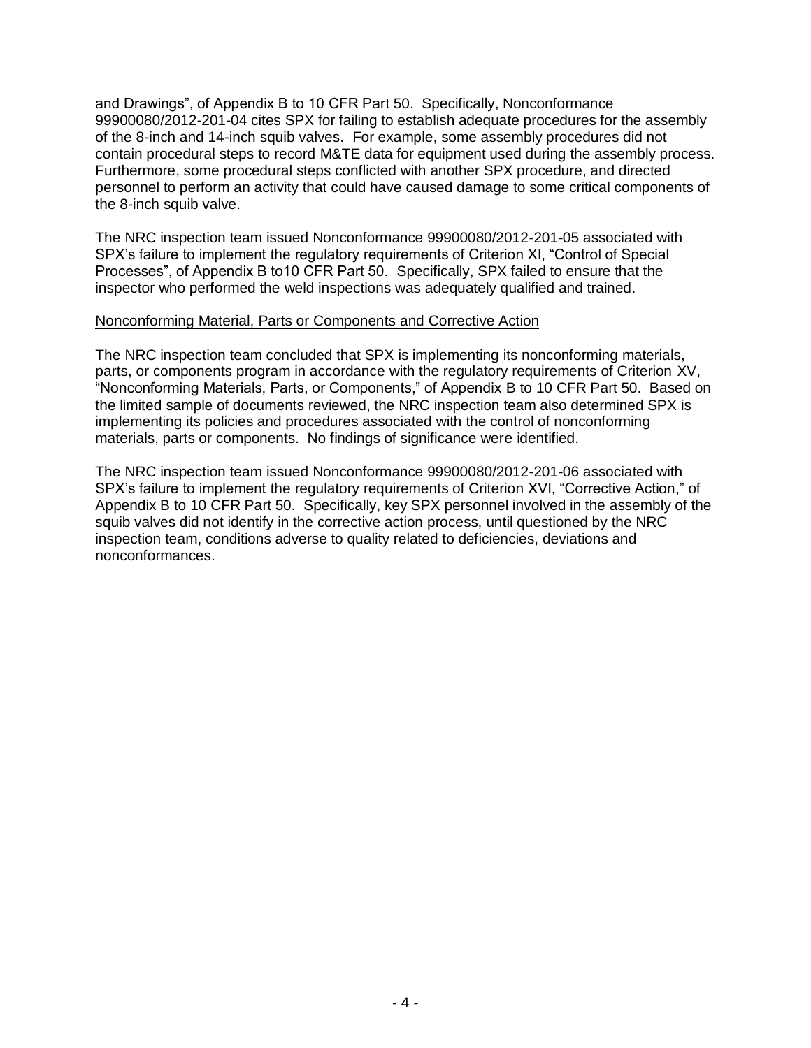and Drawings", of Appendix B to 10 CFR Part 50. Specifically, Nonconformance 99900080/2012-201-04 cites SPX for failing to establish adequate procedures for the assembly of the 8-inch and 14-inch squib valves. For example, some assembly procedures did not contain procedural steps to record M&TE data for equipment used during the assembly process. Furthermore, some procedural steps conflicted with another SPX procedure, and directed personnel to perform an activity that could have caused damage to some critical components of the 8-inch squib valve.

The NRC inspection team issued Nonconformance 99900080/2012-201-05 associated with SPX's failure to implement the regulatory requirements of Criterion XI, "Control of Special Processes", of Appendix B to10 CFR Part 50. Specifically, SPX failed to ensure that the inspector who performed the weld inspections was adequately qualified and trained.

Nonconforming Material, Parts or Components and Corrective Action

The NRC inspection team concluded that SPX is implementing its nonconforming materials, parts, or components program in accordance with the regulatory requirements of Criterion XV, "Nonconforming Materials, Parts, or Components," of Appendix B to 10 CFR Part 50. Based on the limited sample of documents reviewed, the NRC inspection team also determined SPX is implementing its policies and procedures associated with the control of nonconforming materials, parts or components. No findings of significance were identified.

The NRC inspection team issued Nonconformance 99900080/2012-201-06 associated with SPX's failure to implement the regulatory requirements of Criterion XVI, "Corrective Action," of Appendix B to 10 CFR Part 50. Specifically, key SPX personnel involved in the assembly of the squib valves did not identify in the corrective action process, until questioned by the NRC inspection team, conditions adverse to quality related to deficiencies, deviations and nonconformances.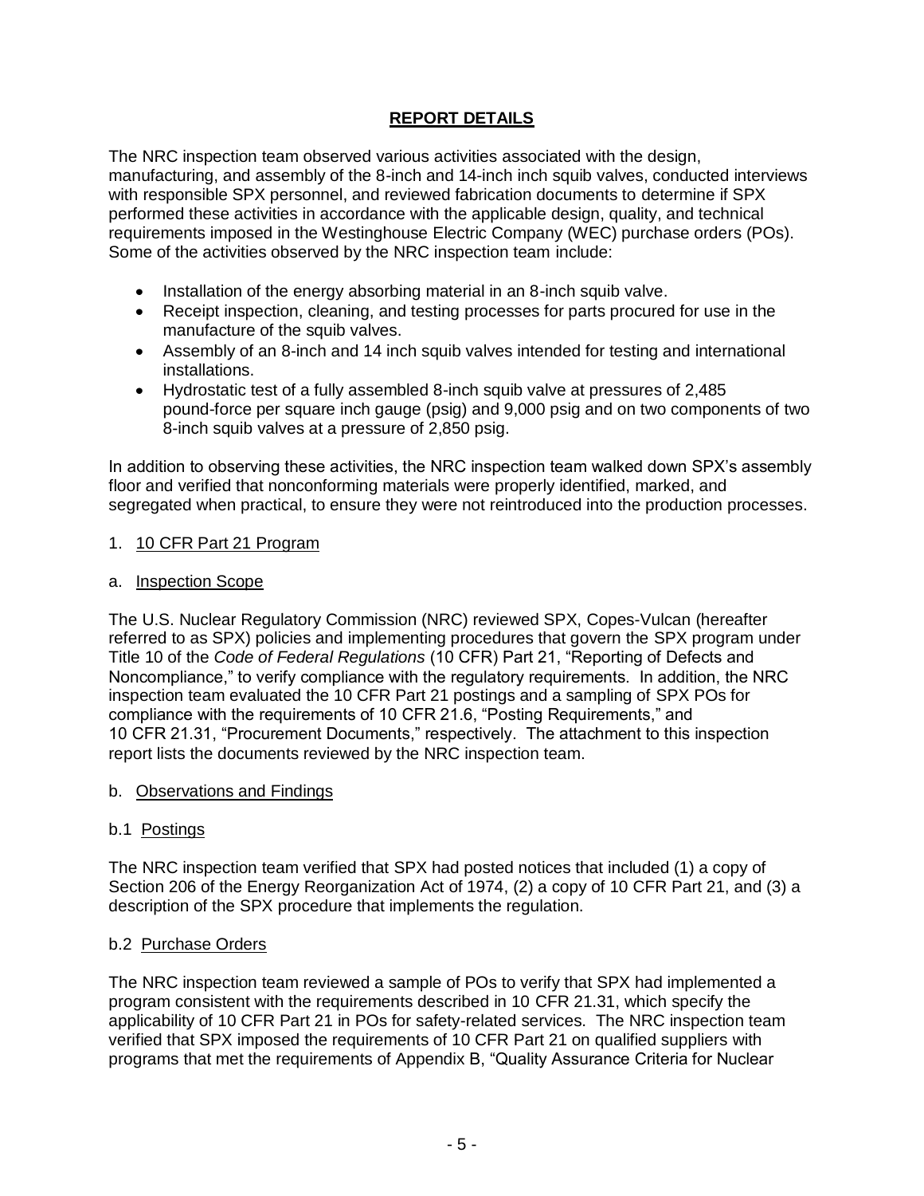## REPORT DETAILS

The NRC inspection team observed various activities associated with the design, manufacturing, and assembly of the 8-inch and 14-inch inch squib valves, conducted interviews with responsible SPX personnel, and reviewed fabrication documents to determine if SPX performed these activities in accordance with the applicable design, quality, and technical requirements imposed in the Westinghouse Electric Company (WEC) purchase orders (POs). Some of the activities observed by the NRC inspection team include:

- Installation of the energy absorbing material in an 8-inch squib valve.
- Receipt inspection, cleaning, and testing processes for parts procured for use in the manufacture of the squib valves.
- Assembly of an 8-inch and 14 inch squib valves intended for testing and international installations.
- Hydrostatic test of a fully assembled 8-inch squib valve at pressures of 2,485 pound-force per square inch gauge (psig) and 9,000 psig and on two components of two 8-inch squib valves at a pressure of 2,850 psig.

In addition to observing these activities, the NRC inspection team walked down SPX's assembly floor and verified that nonconforming materials were properly identified, marked, and segregated when practical, to ensure they were not reintroduced into the production processes.

1. <u>10 CFR Part 21 Program</u>

a. <u>Inspection Scope</u>

The U.S. Nuclear Regulatory Commission (NRC) reviewed SPX, Copes-Vulcan (hereafter referred to as SPX) policies and implementing procedures that govern the SPX program under Title 10 of the *Code of Federal Regulations* (10 CFR) Part 21, "Reporting of Defects and Noncompliance," to verify compliance with the regulatory requirements. In addition, the NRC inspection team evaluated the 10 CFR Part 21 postings and a sampling of SPX POs for compliance with the requirements of 10 CFR 21.6, "Posting Requirements," and 10 CFR 21.31, "Procurement Documents," respectively. The attachment to this inspection report lists the documents reviewed by the NRC inspection team.

b. <u>Observations and Findings</u>

b.1 <u>Postings</u>

The NRC inspection team verified that SPX had posted notices that included (1) a copy of Section 206 of the Energy Reorganization Act of 1974, (2) a copy of 10 CFR Part 21, and (3) a description of the SPX procedure that implements the regulation.

b.2 <u>Purchase Orders</u>

The NRC inspection team reviewed a sample of POs to verify that SPX had implemented a program consistent with the requirements described in 10 CFR 21.31, which specify the applicability of 10 CFR Part 21 in POs for safety-related services. The NRC inspection team verified that SPX imposed the requirements of 10 CFR Part 21 on qualified suppliers with programs that met the requirements of Appendix B, "Quality Assurance Criteria for Nuclear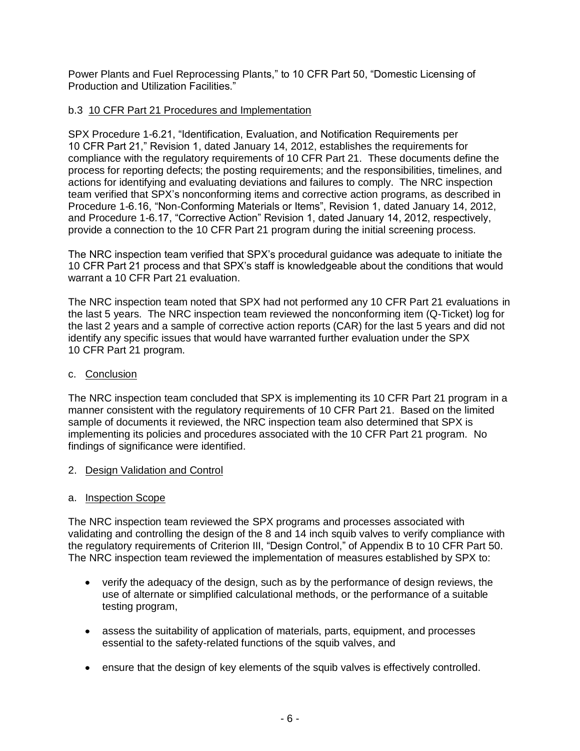Power Plants and Fuel Reprocessing Plants," to 10 CFR Part 50, "Domestic Licensing of Production and Utilization Facilities."

b.3 10 CFR Part 21 Procedures and Implementation

SPX Procedure 1-6.21, "Identification, Evaluation, and Notification Requirements per 10 CFR Part 21," Revision 1, dated January 14, 2012, establishes the requirements for compliance with the regulatory requirements of 10 CFR Part 21. These documents define the process for reporting defects; the posting requirements; and the responsibilities, timelines, and actions for identifying and evaluating deviations and failures to comply. The NRC inspection team verified that SPX's nonconforming items and corrective action programs, as described in Procedure 1-6.16, "Non-Conforming Materials or Items", Revision 1, dated January 14, 2012, and Procedure 1-6.17, "Corrective Action" Revision 1, dated January 14, 2012, respectively, provide a connection to the 10 CFR Part 21 program during the initial screening process.

The NRC inspection team verified that SPX's procedural guidance was adequate to initiate the 10 CFR Part 21 process and that SPX's staff is knowledgeable about the conditions that would warrant a 10 CFR Part 21 evaluation.

The NRC inspection team noted that SPX had not performed any 10 CFR Part 21 evaluations in the last 5 years. The NRC inspection team reviewed the nonconforming item (Q-Ticket) log for the last 2 years and a sample of corrective action reports (CAR) for the last 5 years and did not identify any specific issues that would have warranted further evaluation under the SPX 10 CFR Part 21 program.

c. Conclusion

The NRC inspection team concluded that SPX is implementing its 10 CFR Part 21 program in a manner consistent with the regulatory requirements of 10 CFR Part 21. Based on the limited sample of documents it reviewed, the NRC inspection team also determined that SPX is implementing its policies and procedures associated with the 10 CFR Part 21 program. No findings of significance were identified.

2. Design Validation and Control

a. Inspection Scope

The NRC inspection team reviewed the SPX programs and processes associated with validating and controlling the design of the 8 and 14 inch squib valves to verify compliance with the regulatory requirements of Criterion III, "Design Control," of Appendix B to 10 CFR Part 50. The NRC inspection team reviewed the implementation of measures established by SPX to:

- verify the adequacy of the design, such as by the performance of design reviews, the use of alternate or simplified calculational methods, or the performance of a suitable testing program,
- assess the suitability of application of materials, parts, equipment, and processes essential to the safety-related functions of the squib valves, and
- ensure that the design of key elements of the squib valves is effectively controlled.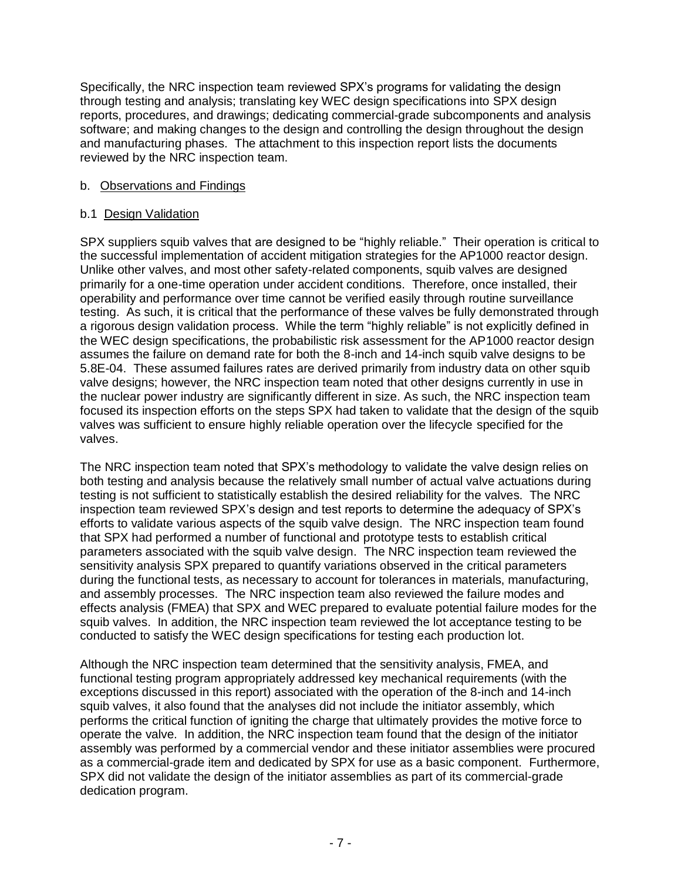Specifically, the NRC inspection team reviewed SPX's programs for validating the design through testing and analysis; translating key WEC design specifications into SPX design reports, procedures, and drawings; dedicating commercial-grade subcomponents and analysis software; and making changes to the design and controlling the design throughout the design and manufacturing phases. The attachment to this inspection report lists the documents reviewed by the NRC inspection team.

b. Observations and Findings

b.1 Design Validation

SPX suppliers squib valves that are designed to be "highly reliable." Their operation is critical to the successful implementation of accident mitigation strategies for the AP1000 reactor design. Unlike other valves, and most other safety-related components, squib valves are designed primarily for a one-time operation under accident conditions. Therefore, once installed, their operability and performance over time cannot be verified easily through routine surveillance testing. As such, it is critical that the performance of these valves be fully demonstrated through a rigorous design validation process. While the term "highly reliable" is not explicitly defined in the WEC design specifications, the probabilistic risk assessment for the AP1000 reactor design assumes the failure on demand rate for both the 8-inch and 14-inch squib valve designs to be 5.8E-04. These assumed failures rates are derived primarily from industry data on other squib valve designs; however, the NRC inspection team noted that other designs currently in use in the nuclear power industry are significantly different in size. As such, the NRC inspection team focused its inspection efforts on the steps SPX had taken to validate that the design of the squib valves was sufficient to ensure highly reliable operation over the lifecycle specified for the valves.

The NRC inspection team noted that SPX's methodology to validate the valve design relies on both testing and analysis because the relatively small number of actual valve actuations during testing is not sufficient to statistically establish the desired reliability for the valves. The NRC inspection team reviewed SPX's design and test reports to determine the adequacy of SPX's efforts to validate various aspects of the squib valve design. The NRC inspection team found that SPX had performed a number of functional and prototype tests to establish critical parameters associated with the squib valve design. The NRC inspection team reviewed the sensitivity analysis SPX prepared to quantify variations observed in the critical parameters during the functional tests, as necessary to account for tolerances in materials, manufacturing, and assembly processes. The NRC inspection team also reviewed the failure modes and effects analysis (FMEA) that SPX and WEC prepared to evaluate potential failure modes for the squib valves. In addition, the NRC inspection team reviewed the lot acceptance testing to be conducted to satisfy the WEC design specifications for testing each production lot.

Although the NRC inspection team determined that the sensitivity analysis, FMEA, and functional testing program appropriately addressed key mechanical requirements (with the exceptions discussed in this report) associated with the operation of the 8-inch and 14-inch squib valves, it also found that the analyses did not include the initiator assembly, which performs the critical function of igniting the charge that ultimately provides the motive force to operate the valve. In addition, the NRC inspection team found that the design of the initiator assembly was performed by a commercial vendor and these initiator assemblies were procured as a commercial-grade item and dedicated by SPX for use as a basic component. Furthermore, SPX did not validate the design of the initiator assemblies as part of its commercial-grade dedication program.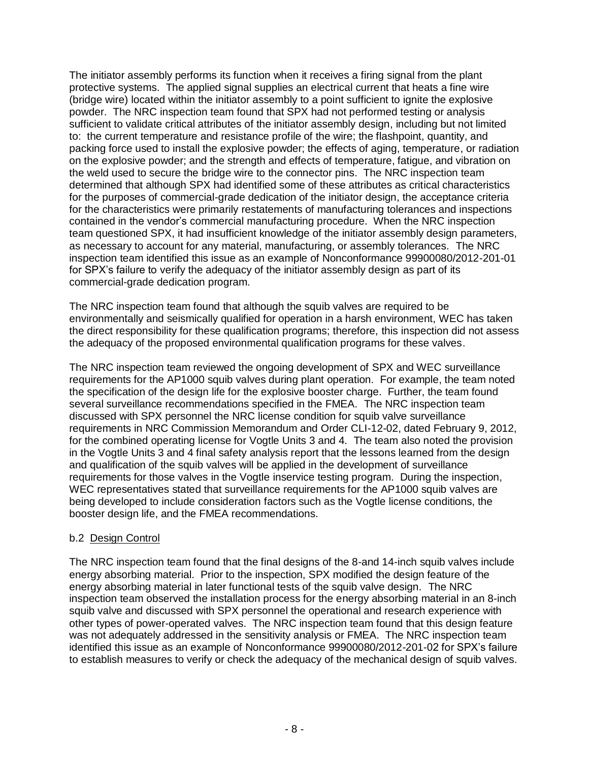The initiator assembly performs its function when it receives a firing signal from the plant protective systems. The applied signal supplies an electrical current that heats a fine wire (bridge wire) located within the initiator assembly to a point sufficient to ignite the explosive powder. The NRC inspection team found that SPX had not performed testing or analysis sufficient to validate critical attributes of the initiator assembly design, including but not limited to: the current temperature and resistance profile of the wire; the flashpoint, quantity, and packing force used to install the explosive powder; the effects of aging, temperature, or radiation on the explosive powder; and the strength and effects of temperature, fatigue, and vibration on the weld used to secure the bridge wire to the connector pins. The NRC inspection team determined that although SPX had identified some of these attributes as critical characteristics for the purposes of commercial-grade dedication of the initiator design, the acceptance criteria for the characteristics were primarily restatements of manufacturing tolerances and inspections contained in the vendor's commercial manufacturing procedure. When the NRC inspection team questioned SPX, it had insufficient knowledge of the initiator assembly design parameters, as necessary to account for any material, manufacturing, or assembly tolerances. The NRC inspection team identified this issue as an example of Nonconformance 99900080/2012-201-01 for SPX's failure to verify the adequacy of the initiator assembly design as part of its commercial-grade dedication program.

The NRC inspection team found that although the squib valves are required to be environmentally and seismically qualified for operation in a harsh environment, WEC has taken the direct responsibility for these qualification programs; therefore, this inspection did not assess the adequacy of the proposed environmental qualification programs for these valves.

The NRC inspection team reviewed the ongoing development of SPX and WEC surveillance requirements for the AP1000 squib valves during plant operation. For example, the team noted the specification of the design life for the explosive booster charge. Further, the team found several surveillance recommendations specified in the FMEA. The NRC inspection team discussed with SPX personnel the NRC license condition for squib valve surveillance requirements in NRC Commission Memorandum and Order CLI-12-02, dated February 9, 2012, for the combined operating license for Vogtle Units 3 and 4. The team also noted the provision in the Vogtle Units 3 and 4 final safety analysis report that the lessons learned from the design and qualification of the squib valves will be applied in the development of surveillance requirements for those valves in the Vogtle inservice testing program. During the inspection, WEC representatives stated that surveillance requirements for the AP1000 squib valves are being developed to include consideration factors such as the Vogtle license conditions, the booster design life, and the FMEA recommendations.

b.2 Design Control

The NRC inspection team found that the final designs of the 8-and 14-inch squib valves include energy absorbing material. Prior to the inspection, SPX modified the design feature of the energy absorbing material in later functional tests of the squib valve design. The NRC inspection team observed the installation process for the energy absorbing material in an 8-inch squib valve and discussed with SPX personnel the operational and research experience with other types of power-operated valves. The NRC inspection team found that this design feature was not adequately addressed in the sensitivity analysis or FMEA. The NRC inspection team identified this issue as an example of Nonconformance 99900080/2012-201-02 for SPX's failure to establish measures to verify or check the adequacy of the mechanical design of squib valves.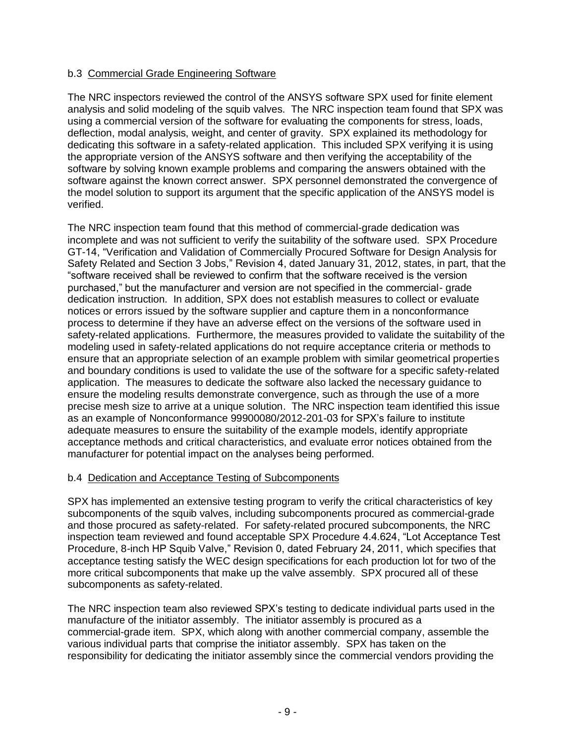### b.3 Commercial Grade Engineering Software

The NRC inspectors reviewed the control of the ANSYS software SPX used for finite element analysis and solid modeling of the squib valves. The NRC inspection team found that SPX was using a commercial version of the software for evaluating the components for stress, loads, deflection, modal analysis, weight, and center of gravity. SPX explained its methodology for dedicating this software in a safety-related application. This included SPX verifying it is using the appropriate version of the ANSYS software and then verifying the acceptability of the software by solving known example problems and comparing the answers obtained with the software against the known correct answer. SPX personnel demonstrated the convergence of the model solution to support its argument that the specific application of the ANSYS model is verified.

The NRC inspection team found that this method of commercial-grade dedication was incomplete and was not sufficient to verify the suitability of the software used. SPX Procedure GT-14, "Verification and Validation of Commercially Procured Software for Design Analysis for Safety Related and Section 3 Jobs," Revision 4, dated January 31, 2012, states, in part, that the "software received shall be reviewed to confirm that the software received is the version purchased," but the manufacturer and version are not specified in the commercial- grade dedication instruction. In addition, SPX does not establish measures to collect or evaluate notices or errors issued by the software supplier and capture them in a nonconformance process to determine if they have an adverse effect on the versions of the software used in safety-related applications. Furthermore, the measures provided to validate the suitability of the modeling used in safety-related applications do not require acceptance criteria or methods to ensure that an appropriate selection of an example problem with similar geometrical properties and boundary conditions is used to validate the use of the software for a specific safety-related application. The measures to dedicate the software also lacked the necessary guidance to ensure the modeling results demonstrate convergence, such as through the use of a more precise mesh size to arrive at a unique solution. The NRC inspection team identified this issue as an example of Nonconformance 99900080/2012-201-03 for SPX's failure to institute adequate measures to ensure the suitability of the example models, identify appropriate acceptance methods and critical characteristics, and evaluate error notices obtained from the manufacturer for potential impact on the analyses being performed.

### b.4 Dedication and Acceptance Testing of Subcomponents

SPX has implemented an extensive testing program to verify the critical characteristics of key subcomponents of the squib valves, including subcomponents procured as commercial-grade and those procured as safety-related. For safety-related procured subcomponents, the NRC inspection team reviewed and found acceptable SPX Procedure 4.4.624, "Lot Acceptance Test Procedure, 8-inch HP Squib Valve," Revision 0, dated February 24, 2011, which specifies that acceptance testing satisfy the WEC design specifications for each production lot for two of the more critical subcomponents that make up the valve assembly. SPX procured all of these subcomponents as safety-related.

The NRC inspection team also reviewed SPX's testing to dedicate individual parts used in the manufacture of the initiator assembly. The initiator assembly is procured as a commercial-grade item. SPX, which along with another commercial company, assemble the various individual parts that comprise the initiator assembly. SPX has taken on the responsibility for dedicating the initiator assembly since the commercial vendors providing the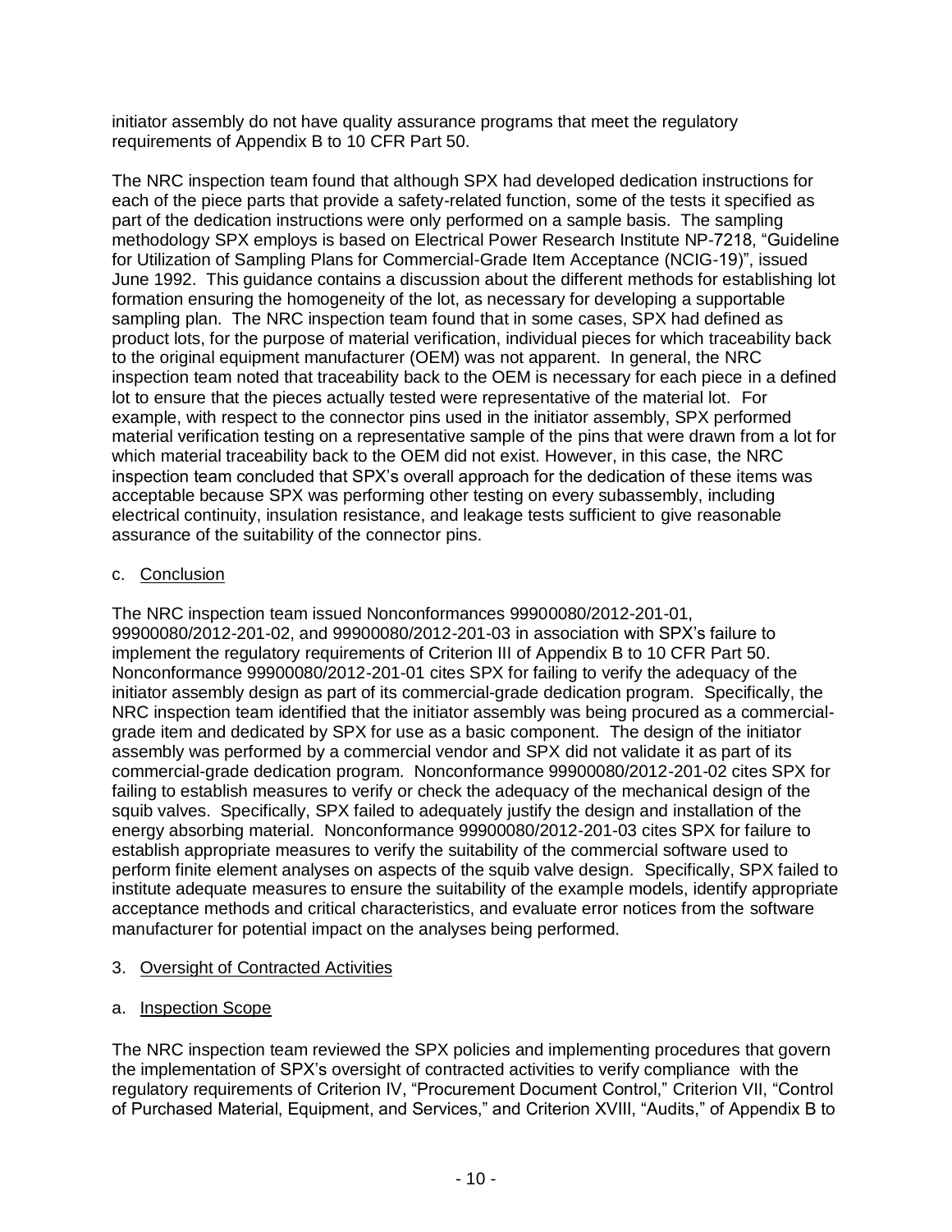initiator assembly do not have quality assurance programs that meet the regulatory requirements of Appendix B to 10 CFR Part 50.

The NRC inspection team found that although SPX had developed dedication instructions for each of the piece parts that provide a safety-related function, some of the tests it specified as part of the dedication instructions were only performed on a sample basis. The sampling methodology SPX employs is based on Electrical Power Research Institute NP-7218, "Guideline for Utilization of Sampling Plans for Commercial-Grade Item Acceptance (NCIG-19)", issued June 1992. This guidance contains a discussion about the different methods for establishing lot formation ensuring the homogeneity of the lot, as necessary for developing a supportable sampling plan. The NRC inspection team found that in some cases, SPX had defined as product lots, for the purpose of material verification, individual pieces for which traceability back to the original equipment manufacturer (OEM) was not apparent. In general, the NRC inspection team noted that traceability back to the OEM is necessary for each piece in a defined lot to ensure that the pieces actually tested were representative of the material lot. For example, with respect to the connector pins used in the initiator assembly, SPX performed material verification testing on a representative sample of the pins that were drawn from a lot for which material traceability back to the OEM did not exist. However, in this case, the NRC inspection team concluded that SPX's overall approach for the dedication of these items was acceptable because SPX was performing other testing on every subassembly, including electrical continuity, insulation resistance, and leakage tests sufficient to give reasonable assurance of the suitability of the connector pins.

c. Conclusion

The NRC inspection team issued Nonconformances 99900080/2012-201-01, 99900080/2012-201-02, and 99900080/2012-201-03 in association with SPX's failure to implement the regulatory requirements of Criterion III of Appendix B to 10 CFR Part 50. Nonconformance 99900080/2012-201-01 cites SPX for failing to verify the adequacy of the initiator assembly design as part of its commercial-grade dedication program. Specifically, the NRC inspection team identified that the initiator assembly was being procured as a commercial-grade item and dedicated by SPX for use as a basic component. The design of the initiator assembly was performed by a commercial vendor and SPX did not validate it as part of its commercial-grade dedication program. Nonconformance 99900080/2012-201-02 cites SPX for failing to establish measures to verify or check the adequacy of the mechanical design of the squib valves. Specifically, SPX failed to adequately justify the design and installation of the energy absorbing material. Nonconformance 99900080/2012-201-03 cites SPX for failure to establish appropriate measures to verify the suitability of the commercial software used to perform finite element analyses on aspects of the squib valve design. Specifically, SPX failed to institute adequate measures to ensure the suitability of the example models, identify appropriate acceptance methods and critical characteristics, and evaluate error notices from the software manufacturer for potential impact on the analyses being performed.

3. Oversight of Contracted Activities

a. Inspection Scope

The NRC inspection team reviewed the SPX policies and implementing procedures that govern the implementation of SPX's oversight of contracted activities to verify compliance with the regulatory requirements of Criterion IV, "Procurement Document Control," Criterion VII, "Control of Purchased Material, Equipment, and Services," and Criterion XVIII, "Audits," of Appendix B to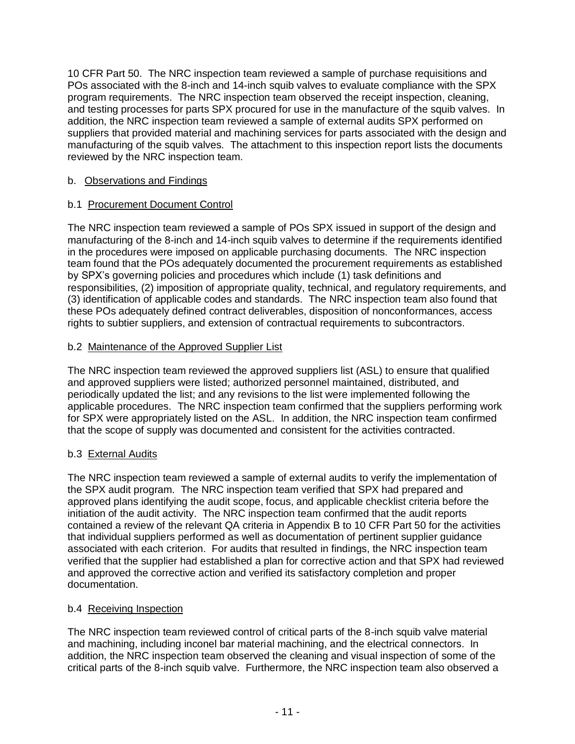10 CFR Part 50. The NRC inspection team reviewed a sample of purchase requisitions and POs associated with the 8-inch and 14-inch squib valves to evaluate compliance with the SPX program requirements. The NRC inspection team observed the receipt inspection, cleaning, and testing processes for parts SPX procured for use in the manufacture of the squib valves. In addition, the NRC inspection team reviewed a sample of external audits SPX performed on suppliers that provided material and machining services for parts associated with the design and manufacturing of the squib valves. The attachment to this inspection report lists the documents reviewed by the NRC inspection team.

b. Observations and Findings

b.1 Procurement Document Control

The NRC inspection team reviewed a sample of POs SPX issued in support of the design and manufacturing of the 8-inch and 14-inch squib valves to determine if the requirements identified in the procedures were imposed on applicable purchasing documents. The NRC inspection team found that the POs adequately documented the procurement requirements as established by SPX's governing policies and procedures which include (1) task definitions and responsibilities, (2) imposition of appropriate quality, technical, and regulatory requirements, and (3) identification of applicable codes and standards. The NRC inspection team also found that these POs adequately defined contract deliverables, disposition of nonconformances, access rights to subtier suppliers, and extension of contractual requirements to subcontractors.

b.2 Maintenance of the Approved Supplier List

The NRC inspection team reviewed the approved suppliers list (ASL) to ensure that qualified and approved suppliers were listed; authorized personnel maintained, distributed, and periodically updated the list; and any revisions to the list were implemented following the applicable procedures. The NRC inspection team confirmed that the suppliers performing work for SPX were appropriately listed on the ASL. In addition, the NRC inspection team confirmed that the scope of supply was documented and consistent for the activities contracted.

b.3 External Audits

The NRC inspection team reviewed a sample of external audits to verify the implementation of the SPX audit program. The NRC inspection team verified that SPX had prepared and approved plans identifying the audit scope, focus, and applicable checklist criteria before the initiation of the audit activity. The NRC inspection team confirmed that the audit reports contained a review of the relevant QA criteria in Appendix B to 10 CFR Part 50 for the activities that individual suppliers performed as well as documentation of pertinent supplier guidance associated with each criterion. For audits that resulted in findings, the NRC inspection team verified that the supplier had established a plan for corrective action and that SPX had reviewed and approved the corrective action and verified its satisfactory completion and proper documentation.

b.4 Receiving Inspection

The NRC inspection team reviewed control of critical parts of the 8-inch squib valve material and machining, including inconel bar material machining, and the electrical connectors. In addition, the NRC inspection team observed the cleaning and visual inspection of some of the critical parts of the 8-inch squib valve. Furthermore, the NRC inspection team also observed a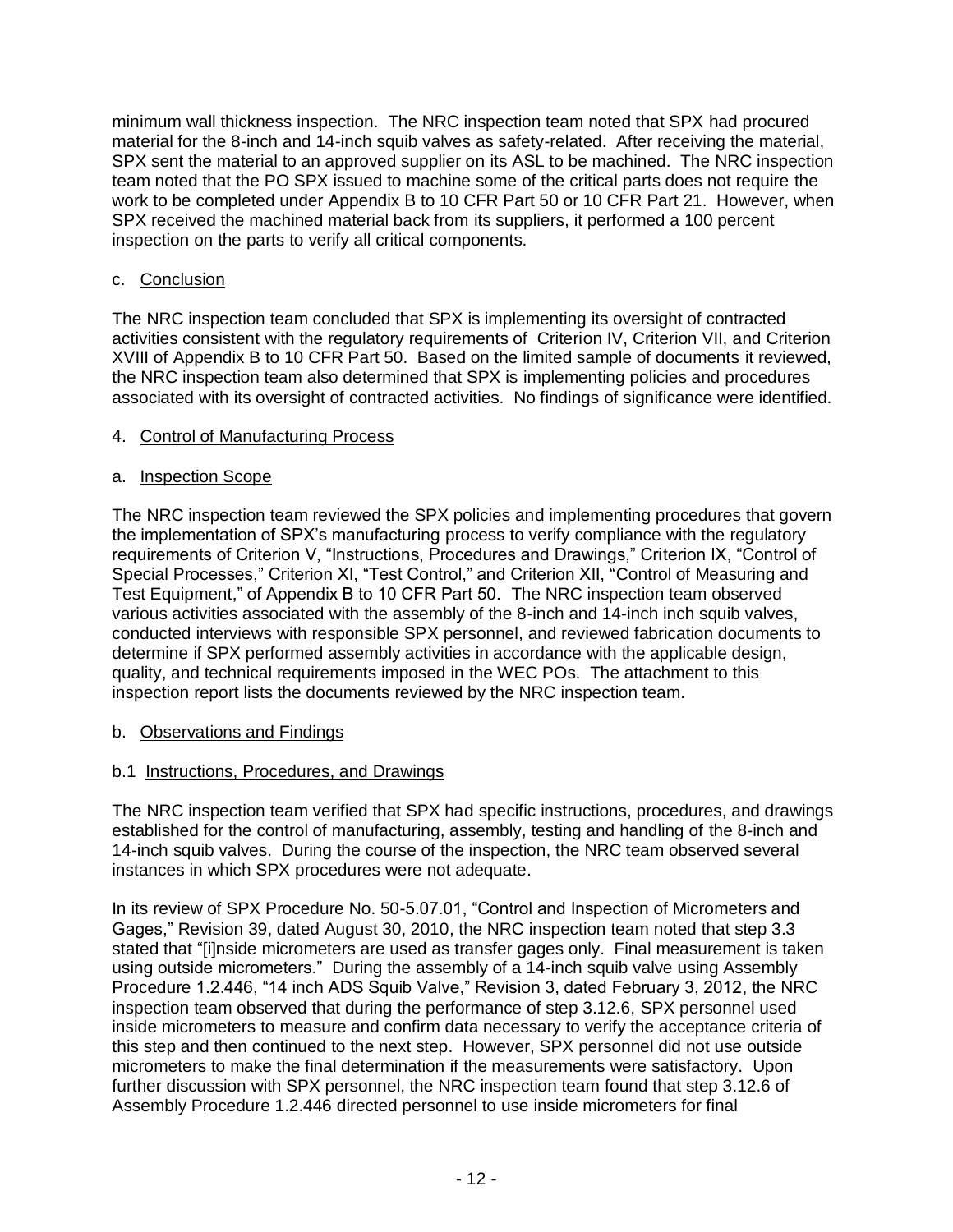minimum wall thickness inspection. The NRC inspection team noted that SPX had procured material for the 8-inch and 14-inch squib valves as safety-related. After receiving the material, SPX sent the material to an approved supplier on its ASL to be machined. The NRC inspection team noted that the PO SPX issued to machine some of the critical parts does not require the work to be completed under Appendix B to 10 CFR Part 50 or 10 CFR Part 21. However, when SPX received the machined material back from its suppliers, it performed a 100 percent inspection on the parts to verify all critical components.

c. Conclusion

The NRC inspection team concluded that SPX is implementing its oversight of contracted activities consistent with the regulatory requirements of Criterion IV, Criterion VII, and Criterion XVIII of Appendix B to 10 CFR Part 50. Based on the limited sample of documents it reviewed, the NRC inspection team also determined that SPX is implementing policies and procedures associated with its oversight of contracted activities. No findings of significance were identified.

4. Control of Manufacturing Process

a. Inspection Scope

The NRC inspection team reviewed the SPX policies and implementing procedures that govern the implementation of SPX's manufacturing process to verify compliance with the regulatory requirements of Criterion V, "Instructions, Procedures and Drawings," Criterion IX, "Control of Special Processes," Criterion XI, "Test Control," and Criterion XII, "Control of Measuring and Test Equipment," of Appendix B to 10 CFR Part 50. The NRC inspection team observed various activities associated with the assembly of the 8-inch and 14-inch inch squib valves, conducted interviews with responsible SPX personnel, and reviewed fabrication documents to determine if SPX performed assembly activities in accordance with the applicable design, quality, and technical requirements imposed in the WEC POs. The attachment to this inspection report lists the documents reviewed by the NRC inspection team.

b. Observations and Findings

b.1 Instructions, Procedures, and Drawings

The NRC inspection team verified that SPX had specific instructions, procedures, and drawings established for the control of manufacturing, assembly, testing and handling of the 8-inch and 14-inch squib valves. During the course of the inspection, the NRC team observed several instances in which SPX procedures were not adequate.

In its review of SPX Procedure No. 50-5.07.01, "Control and Inspection of Micrometers and Gages," Revision 39, dated August 30, 2010, the NRC inspection team noted that step 3.3 stated that "[i]nside micrometers are used as transfer gages only. Final measurement is taken using outside micrometers." During the assembly of a 14-inch squib valve using Assembly Procedure 1.2.446, "14 inch ADS Squib Valve," Revision 3, dated February 3, 2012, the NRC inspection team observed that during the performance of step 3.12.6, SPX personnel used inside micrometers to measure and confirm data necessary to verify the acceptance criteria of this step and then continued to the next step. However, SPX personnel did not use outside micrometers to make the final determination if the measurements were satisfactory. Upon further discussion with SPX personnel, the NRC inspection team found that step 3.12.6 of Assembly Procedure 1.2.446 directed personnel to use inside micrometers for final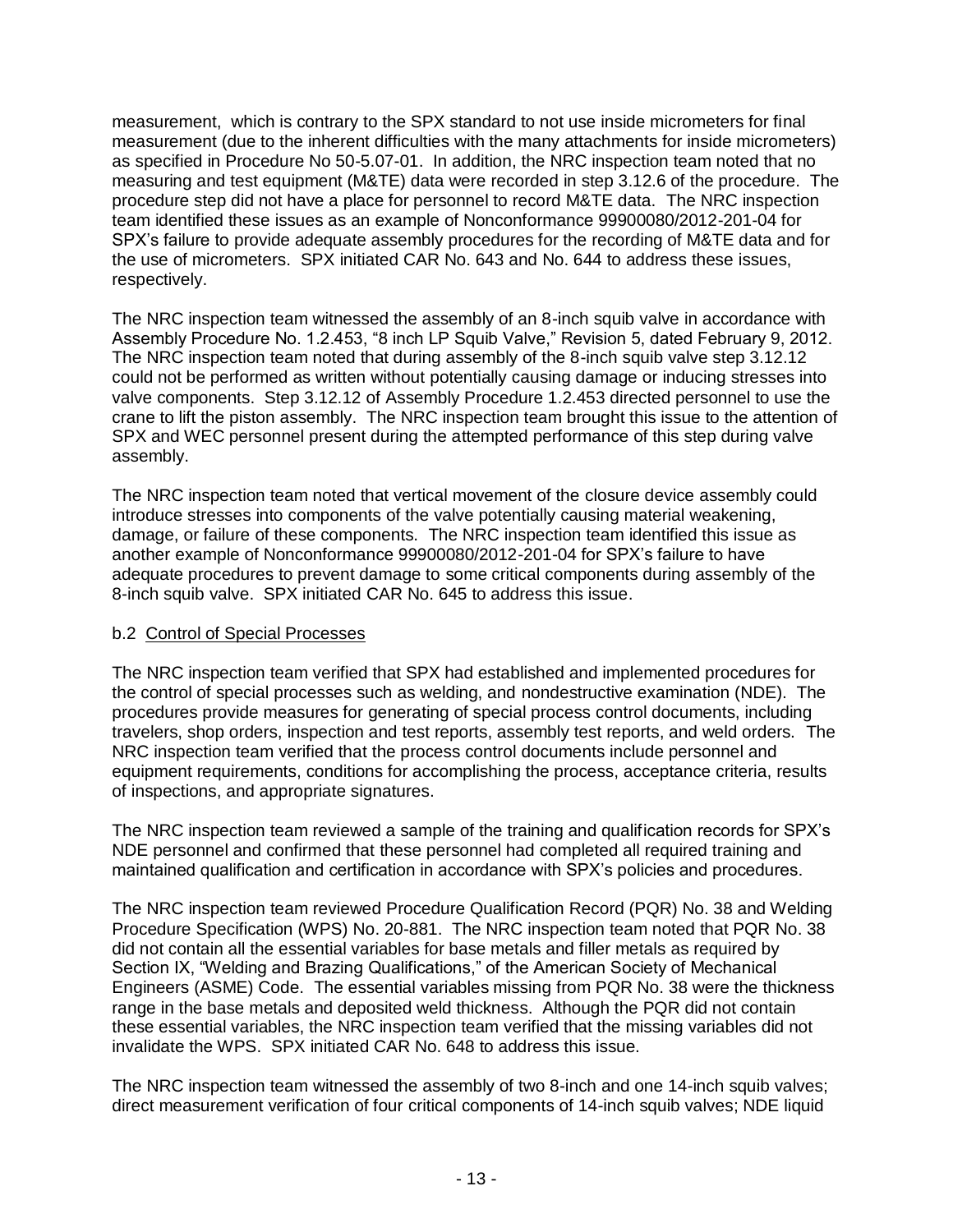measurement, which is contrary to the SPX standard to not use inside micrometers for final measurement (due to the inherent difficulties with the many attachments for inside micrometers) as specified in Procedure No 50-5.07-01. In addition, the NRC inspection team noted that no measuring and test equipment (M&TE) data were recorded in step 3.12.6 of the procedure. The procedure step did not have a place for personnel to record M&TE data. The NRC inspection team identified these issues as an example of Nonconformance 99900080/2012-201-04 for SPX's failure to provide adequate assembly procedures for the recording of M&TE data and for the use of micrometers. SPX initiated CAR No. 643 and No. 644 to address these issues, respectively.

The NRC inspection team witnessed the assembly of an 8-inch squib valve in accordance with Assembly Procedure No. 1.2.453, "8 inch LP Squib Valve," Revision 5, dated February 9, 2012. The NRC inspection team noted that during assembly of the 8-inch squib valve step 3.12.12 could not be performed as written without potentially causing damage or inducing stresses into valve components. Step 3.12.12 of Assembly Procedure 1.2.453 directed personnel to use the crane to lift the piston assembly. The NRC inspection team brought this issue to the attention of SPX and WEC personnel present during the attempted performance of this step during valve assembly.

The NRC inspection team noted that vertical movement of the closure device assembly could introduce stresses into components of the valve potentially causing material weakening, damage, or failure of these components. The NRC inspection team identified this issue as another example of Nonconformance 99900080/2012-201-04 for SPX's failure to have adequate procedures to prevent damage to some critical components during assembly of the 8-inch squib valve. SPX initiated CAR No. 645 to address this issue.

b.2 Control of Special Processes

The NRC inspection team verified that SPX had established and implemented procedures for the control of special processes such as welding, and nondestructive examination (NDE). The procedures provide measures for generating of special process control documents, including travelers, shop orders, inspection and test reports, assembly test reports, and weld orders. The NRC inspection team verified that the process control documents include personnel and equipment requirements, conditions for accomplishing the process, acceptance criteria, results of inspections, and appropriate signatures.

The NRC inspection team reviewed a sample of the training and qualification records for SPX's NDE personnel and confirmed that these personnel had completed all required training and maintained qualification and certification in accordance with SPX's policies and procedures.

The NRC inspection team reviewed Procedure Qualification Record (PQR) No. 38 and Welding Procedure Specification (WPS) No. 20-881. The NRC inspection team noted that PQR No. 38 did not contain all the essential variables for base metals and filler metals as required by Section IX, "Welding and Brazing Qualifications," of the American Society of Mechanical Engineers (ASME) Code. The essential variables missing from PQR No. 38 were the thickness range in the base metals and deposited weld thickness. Although the PQR did not contain these essential variables, the NRC inspection team verified that the missing variables did not invalidate the WPS. SPX initiated CAR No. 648 to address this issue.

The NRC inspection team witnessed the assembly of two 8-inch and one 14-inch squib valves; direct measurement verification of four critical components of 14-inch squib valves; NDE liquid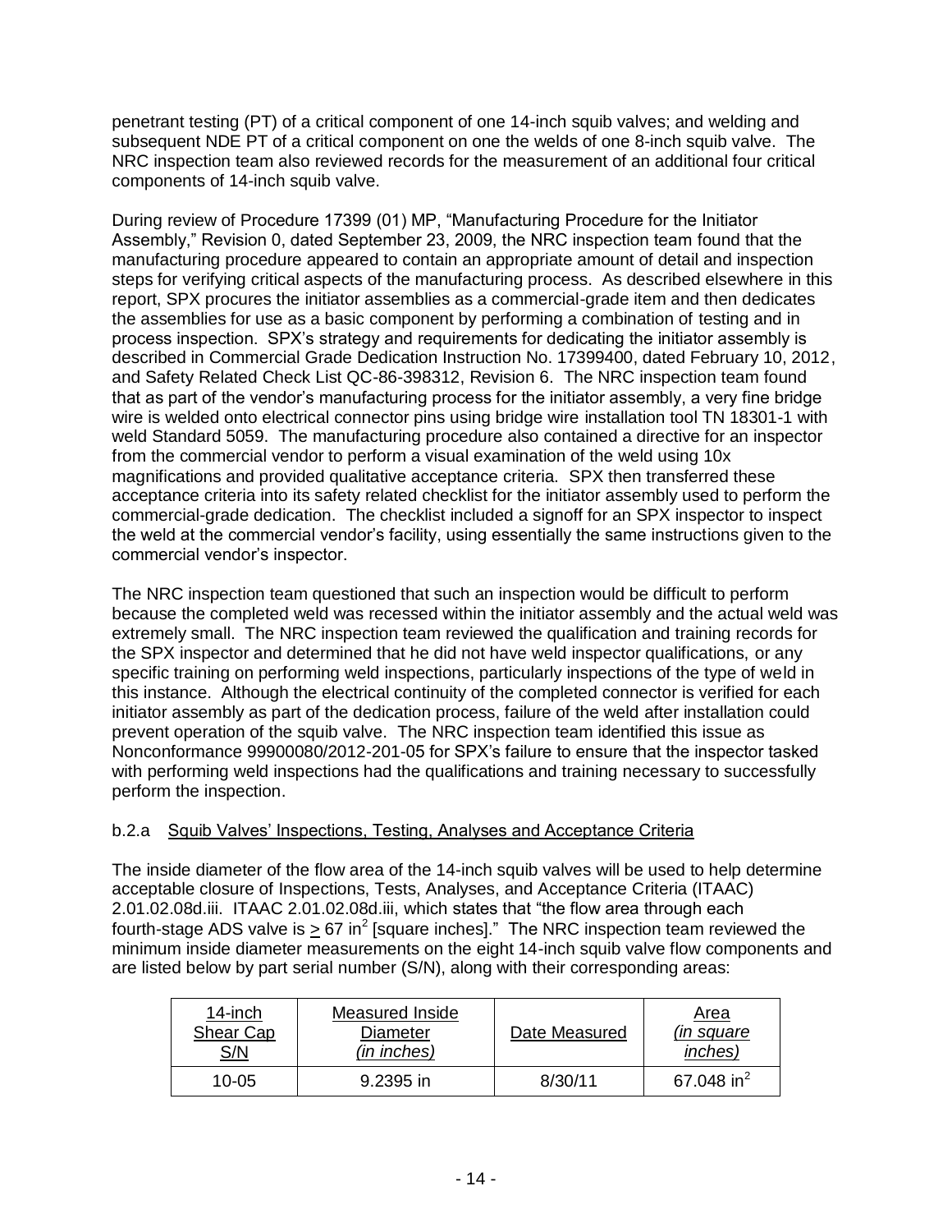penetrant testing (PT) of a critical component of one 14-inch squib valves; and welding and subsequent NDE PT of a critical component on one the welds of one 8-inch squib valve. The NRC inspection team also reviewed records for the measurement of an additional four critical components of 14-inch squib valve.

During review of Procedure 17399 (01) MP, "Manufacturing Procedure for the Initiator Assembly," Revision 0, dated September 23, 2009, the NRC inspection team found that the manufacturing procedure appeared to contain an appropriate amount of detail and inspection steps for verifying critical aspects of the manufacturing process. As described elsewhere in this report, SPX procures the initiator assemblies as a commercial-grade item and then dedicates the assemblies for use as a basic component by performing a combination of testing and in process inspection. SPX's strategy and requirements for dedicating the initiator assembly is described in Commercial Grade Dedication Instruction No. 17399400, dated February 10, 2012, and Safety Related Check List QC-86-398312, Revision 6. The NRC inspection team found that as part of the vendor's manufacturing process for the initiator assembly, a very fine bridge wire is welded onto electrical connector pins using bridge wire installation tool TN 18301-1 with weld Standard 5059. The manufacturing procedure also contained a directive for an inspector from the commercial vendor to perform a visual examination of the weld using 10x magnifications and provided qualitative acceptance criteria. SPX then transferred these acceptance criteria into its safety related checklist for the initiator assembly used to perform the commercial-grade dedication. The checklist included a signoff for an SPX inspector to inspect the weld at the commercial vendor's facility, using essentially the same instructions given to the commercial vendor's inspector.

The NRC inspection team questioned that such an inspection would be difficult to perform because the completed weld was recessed within the initiator assembly and the actual weld was extremely small. The NRC inspection team reviewed the qualification and training records for the SPX inspector and determined that he did not have weld inspector qualifications, or any specific training on performing weld inspections, particularly inspections of the type of weld in this instance. Although the electrical continuity of the completed connector is verified for each initiator assembly as part of the dedication process, failure of the weld after installation could prevent operation of the squib valve. The NRC inspection team identified this issue as Nonconformance 99900080/2012-201-05 for SPX's failure to ensure that the inspector tasked with performing weld inspections had the qualifications and training necessary to successfully perform the inspection.

b.2.a Squib Valves' Inspections, Testing, Analyses and Acceptance Criteria

The inside diameter of the flow area of the 14-inch squib valves will be used to help determine acceptable closure of Inspections, Tests, Analyses, and Acceptance Criteria (ITAAC) 2.01.02.08d.iii. ITAAC 2.01.02.08d.iii, which states that "the flow area through each fourth-stage ADS valve is $\geq 67$ in$^2$ [square inches]." The NRC inspection team reviewed the minimum inside diameter measurements on the eight 14-inch squib valve flow components and are listed below by part serial number (S/N), along with their corresponding areas:

| 14-inch Shear Cap S/N | Measured Inside Diameter *(in inches)* | Date Measured | Area *(in square inches)* |
|---|---|---|---|
| 10-05 | 9.2395 in | 8/30/11 | 67.048 in$^2$ |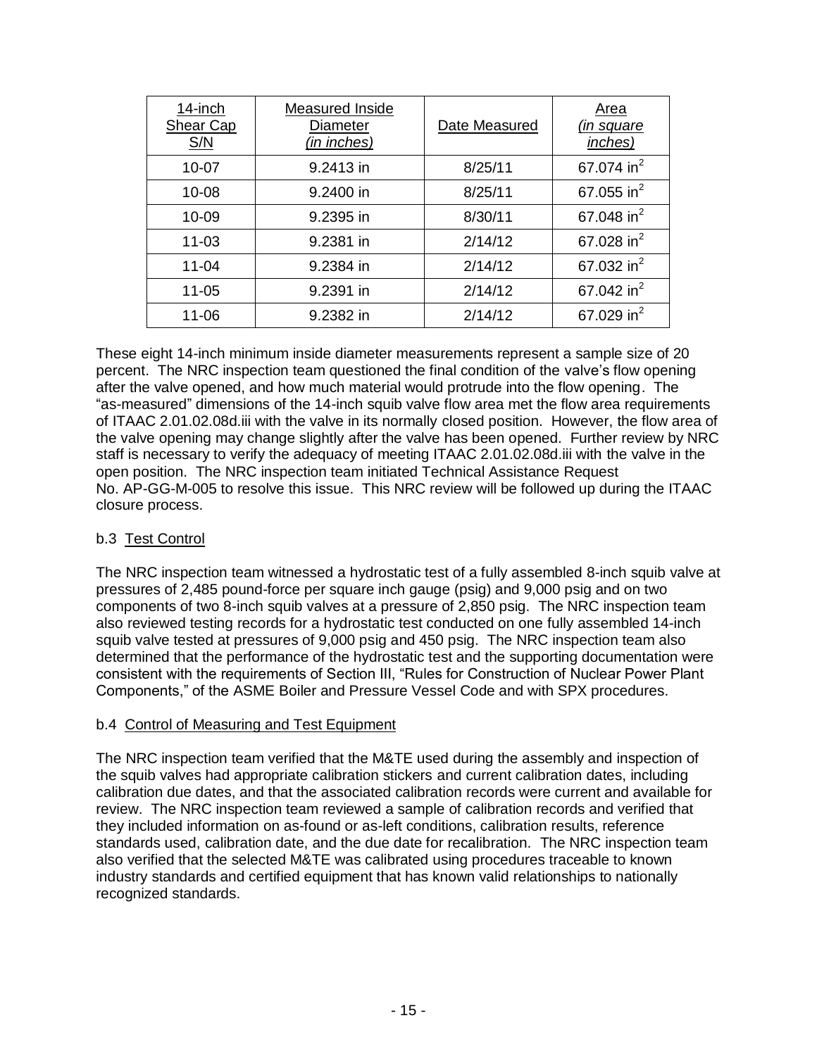| 14-inch Shear Cap S/N | Measured Inside Diameter *(in inches)* | Date Measured | Area *(in square inches)* |
|---|---|---|---|
| 10-07 | 9.2413 in | 8/25/11 | 67.074 $in^2$ |
| 10-08 | 9.2400 in | 8/25/11 | 67.055 $in^2$ |
| 10-09 | 9.2395 in | 8/30/11 | 67.048 $in^2$ |
| 11-03 | 9.2381 in | 2/14/12 | 67.028 $in^2$ |
| 11-04 | 9.2384 in | 2/14/12 | 67.032 $in^2$ |
| 11-05 | 9.2391 in | 2/14/12 | 67.042 $in^2$ |
| 11-06 | 9.2382 in | 2/14/12 | 67.029 $in^2$ |

These eight 14-inch minimum inside diameter measurements represent a sample size of 20 percent. The NRC inspection team questioned the final condition of the valve's flow opening after the valve opened, and how much material would protrude into the flow opening. The "as-measured" dimensions of the 14-inch squib valve flow area met the flow area requirements of ITAAC 2.01.02.08d.iii with the valve in its normally closed position. However, the flow area of the valve opening may change slightly after the valve has been opened. Further review by NRC staff is necessary to verify the adequacy of meeting ITAAC 2.01.02.08d.iii with the valve in the open position. The NRC inspection team initiated Technical Assistance Request No. AP-GG-M-005 to resolve this issue. This NRC review will be followed up during the ITAAC closure process.

b.3 Test Control

The NRC inspection team witnessed a hydrostatic test of a fully assembled 8-inch squib valve at pressures of 2,485 pound-force per square inch gauge (psig) and 9,000 psig and on two components of two 8-inch squib valves at a pressure of 2,850 psig. The NRC inspection team also reviewed testing records for a hydrostatic test conducted on one fully assembled 14-inch squib valve tested at pressures of 9,000 psig and 450 psig. The NRC inspection team also determined that the performance of the hydrostatic test and the supporting documentation were consistent with the requirements of Section III, "Rules for Construction of Nuclear Power Plant Components," of the ASME Boiler and Pressure Vessel Code and with SPX procedures.

b.4 Control of Measuring and Test Equipment

The NRC inspection team verified that the M&TE used during the assembly and inspection of the squib valves had appropriate calibration stickers and current calibration dates, including calibration due dates, and that the associated calibration records were current and available for review. The NRC inspection team reviewed a sample of calibration records and verified that they included information on as-found or as-left conditions, calibration results, reference standards used, calibration date, and the due date for recalibration. The NRC inspection team also verified that the selected M&TE was calibrated using procedures traceable to known industry standards and certified equipment that has known valid relationships to nationally recognized standards.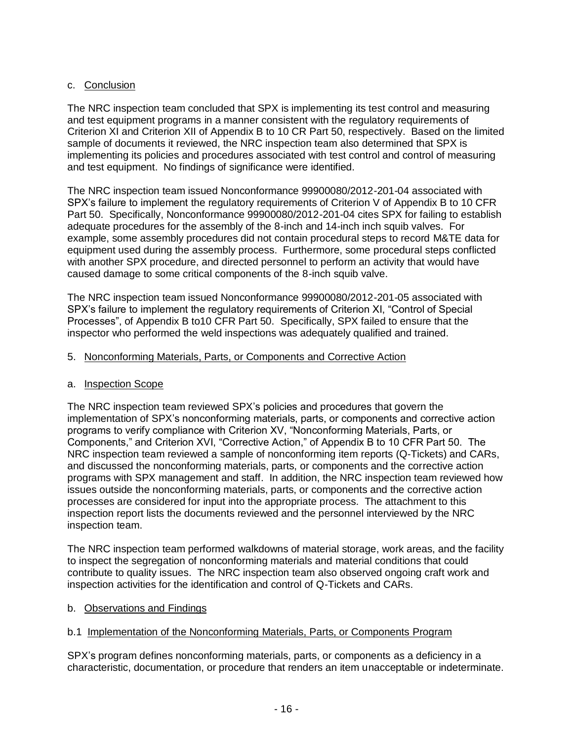c. Conclusion

The NRC inspection team concluded that SPX is implementing its test control and measuring and test equipment programs in a manner consistent with the regulatory requirements of Criterion XI and Criterion XII of Appendix B to 10 CR Part 50, respectively. Based on the limited sample of documents it reviewed, the NRC inspection team also determined that SPX is implementing its policies and procedures associated with test control and control of measuring and test equipment. No findings of significance were identified.

The NRC inspection team issued Nonconformance 99900080/2012-201-04 associated with SPX's failure to implement the regulatory requirements of Criterion V of Appendix B to 10 CFR Part 50. Specifically, Nonconformance 99900080/2012-201-04 cites SPX for failing to establish adequate procedures for the assembly of the 8-inch and 14-inch inch squib valves. For example, some assembly procedures did not contain procedural steps to record M&TE data for equipment used during the assembly process. Furthermore, some procedural steps conflicted with another SPX procedure, and directed personnel to perform an activity that would have caused damage to some critical components of the 8-inch squib valve.

The NRC inspection team issued Nonconformance 99900080/2012-201-05 associated with SPX's failure to implement the regulatory requirements of Criterion XI, "Control of Special Processes", of Appendix B to10 CFR Part 50. Specifically, SPX failed to ensure that the inspector who performed the weld inspections was adequately qualified and trained.

5. Nonconforming Materials, Parts, or Components and Corrective Action

a. Inspection Scope

The NRC inspection team reviewed SPX's policies and procedures that govern the implementation of SPX's nonconforming materials, parts, or components and corrective action programs to verify compliance with Criterion XV, "Nonconforming Materials, Parts, or Components," and Criterion XVI, "Corrective Action," of Appendix B to 10 CFR Part 50. The NRC inspection team reviewed a sample of nonconforming item reports (Q-Tickets) and CARs, and discussed the nonconforming materials, parts, or components and the corrective action programs with SPX management and staff. In addition, the NRC inspection team reviewed how issues outside the nonconforming materials, parts, or components and the corrective action processes are considered for input into the appropriate process. The attachment to this inspection report lists the documents reviewed and the personnel interviewed by the NRC inspection team.

The NRC inspection team performed walkdowns of material storage, work areas, and the facility to inspect the segregation of nonconforming materials and material conditions that could contribute to quality issues. The NRC inspection team also observed ongoing craft work and inspection activities for the identification and control of Q-Tickets and CARs.

b. Observations and Findings

b.1 Implementation of the Nonconforming Materials, Parts, or Components Program

SPX's program defines nonconforming materials, parts, or components as a deficiency in a characteristic, documentation, or procedure that renders an item unacceptable or indeterminate.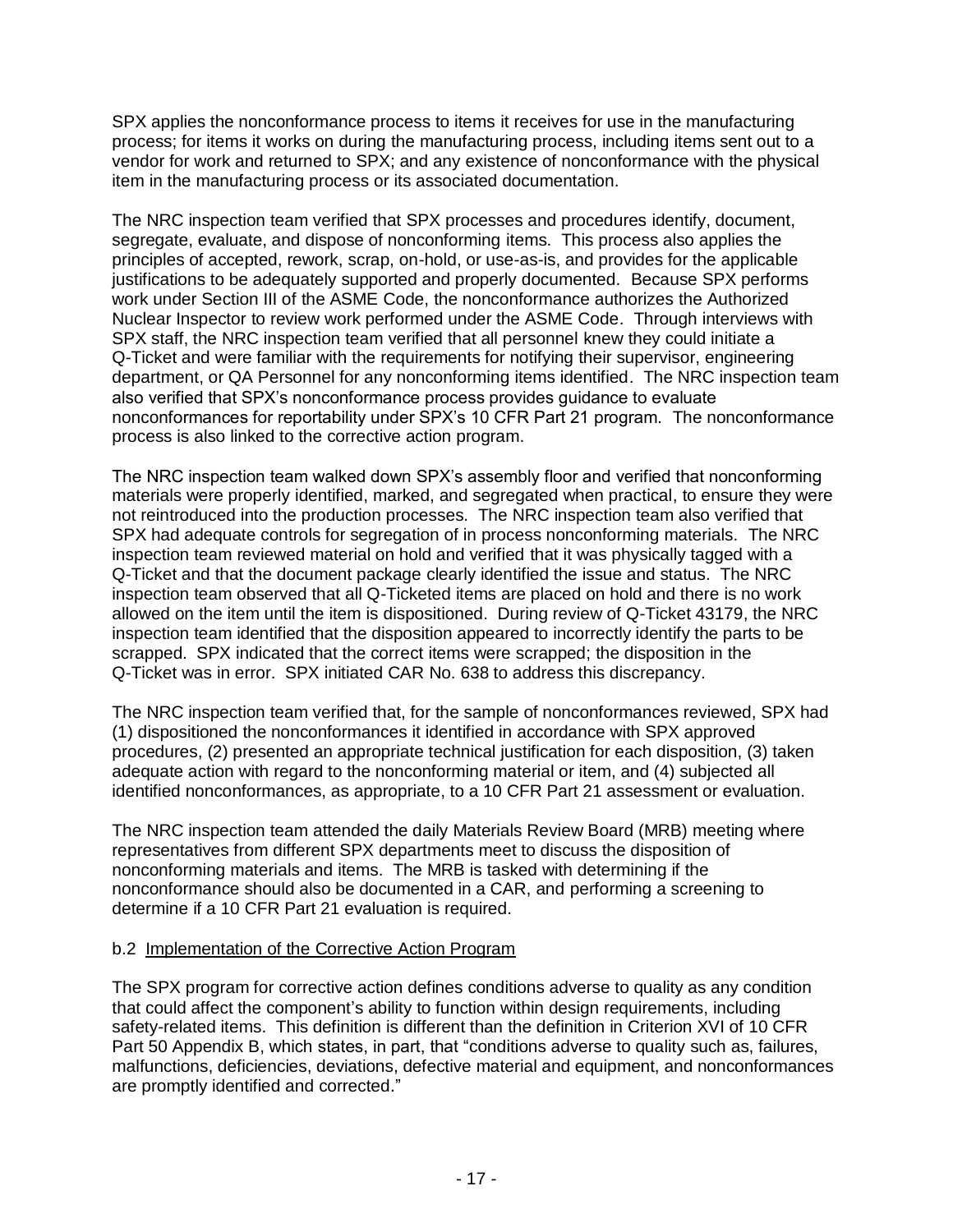SPX applies the nonconformance process to items it receives for use in the manufacturing process; for items it works on during the manufacturing process, including items sent out to a vendor for work and returned to SPX; and any existence of nonconformance with the physical item in the manufacturing process or its associated documentation.

The NRC inspection team verified that SPX processes and procedures identify, document, segregate, evaluate, and dispose of nonconforming items. This process also applies the principles of accepted, rework, scrap, on-hold, or use-as-is, and provides for the applicable justifications to be adequately supported and properly documented. Because SPX performs work under Section III of the ASME Code, the nonconformance authorizes the Authorized Nuclear Inspector to review work performed under the ASME Code. Through interviews with SPX staff, the NRC inspection team verified that all personnel knew they could initiate a Q-Ticket and were familiar with the requirements for notifying their supervisor, engineering department, or QA Personnel for any nonconforming items identified. The NRC inspection team also verified that SPX's nonconformance process provides guidance to evaluate nonconformances for reportability under SPX's 10 CFR Part 21 program. The nonconformance process is also linked to the corrective action program.

The NRC inspection team walked down SPX's assembly floor and verified that nonconforming materials were properly identified, marked, and segregated when practical, to ensure they were not reintroduced into the production processes. The NRC inspection team also verified that SPX had adequate controls for segregation of in process nonconforming materials. The NRC inspection team reviewed material on hold and verified that it was physically tagged with a Q-Ticket and that the document package clearly identified the issue and status. The NRC inspection team observed that all Q-Ticketed items are placed on hold and there is no work allowed on the item until the item is dispositioned. During review of Q-Ticket 43179, the NRC inspection team identified that the disposition appeared to incorrectly identify the parts to be scrapped. SPX indicated that the correct items were scrapped; the disposition in the Q-Ticket was in error. SPX initiated CAR No. 638 to address this discrepancy.

The NRC inspection team verified that, for the sample of nonconformances reviewed, SPX had (1) dispositioned the nonconformances it identified in accordance with SPX approved procedures, (2) presented an appropriate technical justification for each disposition, (3) taken adequate action with regard to the nonconforming material or item, and (4) subjected all identified nonconformances, as appropriate, to a 10 CFR Part 21 assessment or evaluation.

The NRC inspection team attended the daily Materials Review Board (MRB) meeting where representatives from different SPX departments meet to discuss the disposition of nonconforming materials and items. The MRB is tasked with determining if the nonconformance should also be documented in a CAR, and performing a screening to determine if a 10 CFR Part 21 evaluation is required.

b.2 Implementation of the Corrective Action Program

The SPX program for corrective action defines conditions adverse to quality as any condition that could affect the component's ability to function within design requirements, including safety-related items. This definition is different than the definition in Criterion XVI of 10 CFR Part 50 Appendix B, which states, in part, that "conditions adverse to quality such as, failures, malfunctions, deficiencies, deviations, defective material and equipment, and nonconformances are promptly identified and corrected."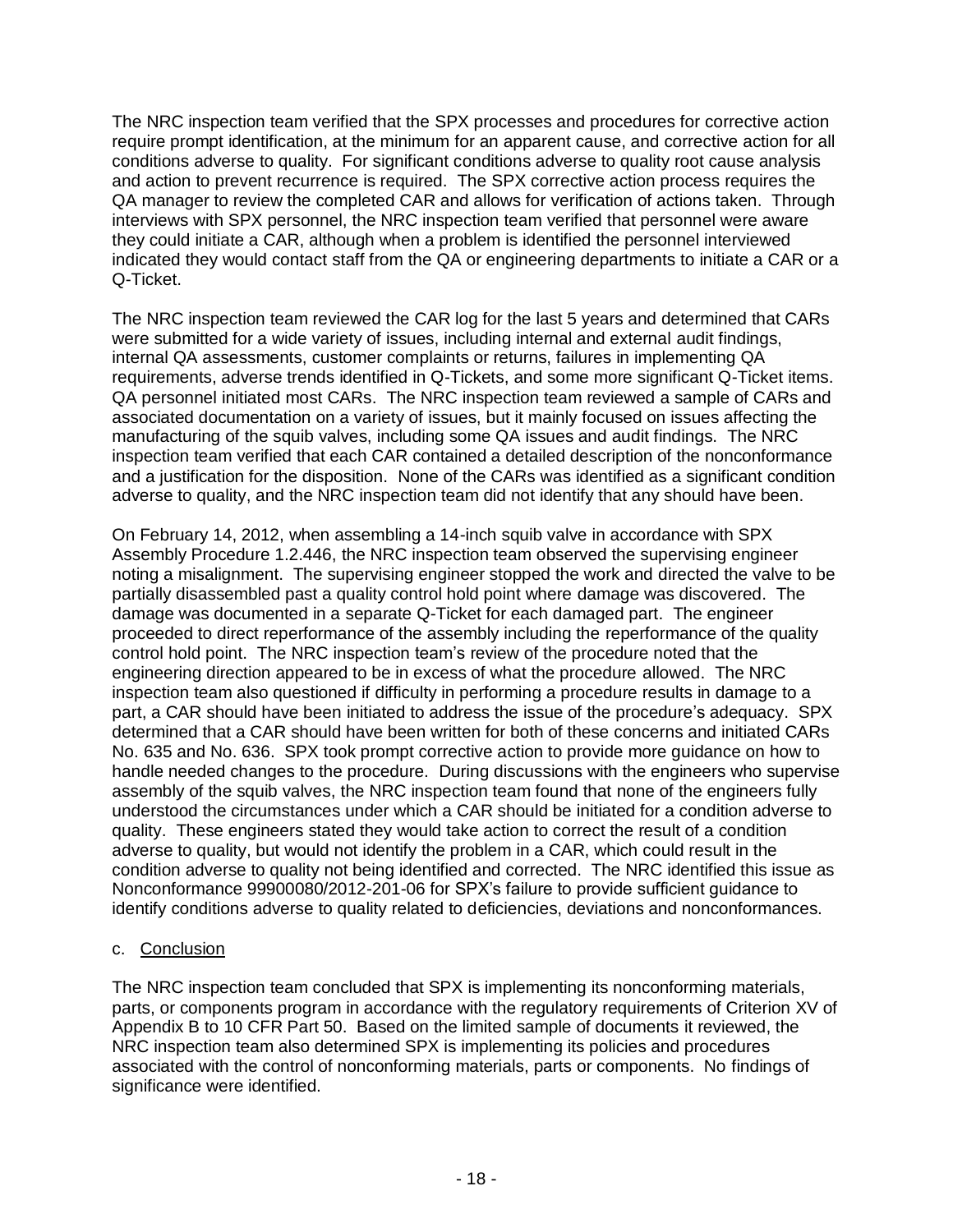The NRC inspection team verified that the SPX processes and procedures for corrective action require prompt identification, at the minimum for an apparent cause, and corrective action for all conditions adverse to quality. For significant conditions adverse to quality root cause analysis and action to prevent recurrence is required. The SPX corrective action process requires the QA manager to review the completed CAR and allows for verification of actions taken. Through interviews with SPX personnel, the NRC inspection team verified that personnel were aware they could initiate a CAR, although when a problem is identified the personnel interviewed indicated they would contact staff from the QA or engineering departments to initiate a CAR or a Q-Ticket.

The NRC inspection team reviewed the CAR log for the last 5 years and determined that CARs were submitted for a wide variety of issues, including internal and external audit findings, internal QA assessments, customer complaints or returns, failures in implementing QA requirements, adverse trends identified in Q-Tickets, and some more significant Q-Ticket items. QA personnel initiated most CARs. The NRC inspection team reviewed a sample of CARs and associated documentation on a variety of issues, but it mainly focused on issues affecting the manufacturing of the squib valves, including some QA issues and audit findings. The NRC inspection team verified that each CAR contained a detailed description of the nonconformance and a justification for the disposition. None of the CARs was identified as a significant condition adverse to quality, and the NRC inspection team did not identify that any should have been.

On February 14, 2012, when assembling a 14-inch squib valve in accordance with SPX Assembly Procedure 1.2.446, the NRC inspection team observed the supervising engineer noting a misalignment. The supervising engineer stopped the work and directed the valve to be partially disassembled past a quality control hold point where damage was discovered. The damage was documented in a separate Q-Ticket for each damaged part. The engineer proceeded to direct reperformance of the assembly including the reperformance of the quality control hold point. The NRC inspection team's review of the procedure noted that the engineering direction appeared to be in excess of what the procedure allowed. The NRC inspection team also questioned if difficulty in performing a procedure results in damage to a part, a CAR should have been initiated to address the issue of the procedure's adequacy. SPX determined that a CAR should have been written for both of these concerns and initiated CARs No. 635 and No. 636. SPX took prompt corrective action to provide more guidance on how to handle needed changes to the procedure. During discussions with the engineers who supervise assembly of the squib valves, the NRC inspection team found that none of the engineers fully understood the circumstances under which a CAR should be initiated for a condition adverse to quality. These engineers stated they would take action to correct the result of a condition adverse to quality, but would not identify the problem in a CAR, which could result in the condition adverse to quality not being identified and corrected. The NRC identified this issue as Nonconformance 99900080/2012-201-06 for SPX's failure to provide sufficient guidance to identify conditions adverse to quality related to deficiencies, deviations and nonconformances.

c. Conclusion

The NRC inspection team concluded that SPX is implementing its nonconforming materials, parts, or components program in accordance with the regulatory requirements of Criterion XV of Appendix B to 10 CFR Part 50. Based on the limited sample of documents it reviewed, the NRC inspection team also determined SPX is implementing its policies and procedures associated with the control of nonconforming materials, parts or components. No findings of significance were identified.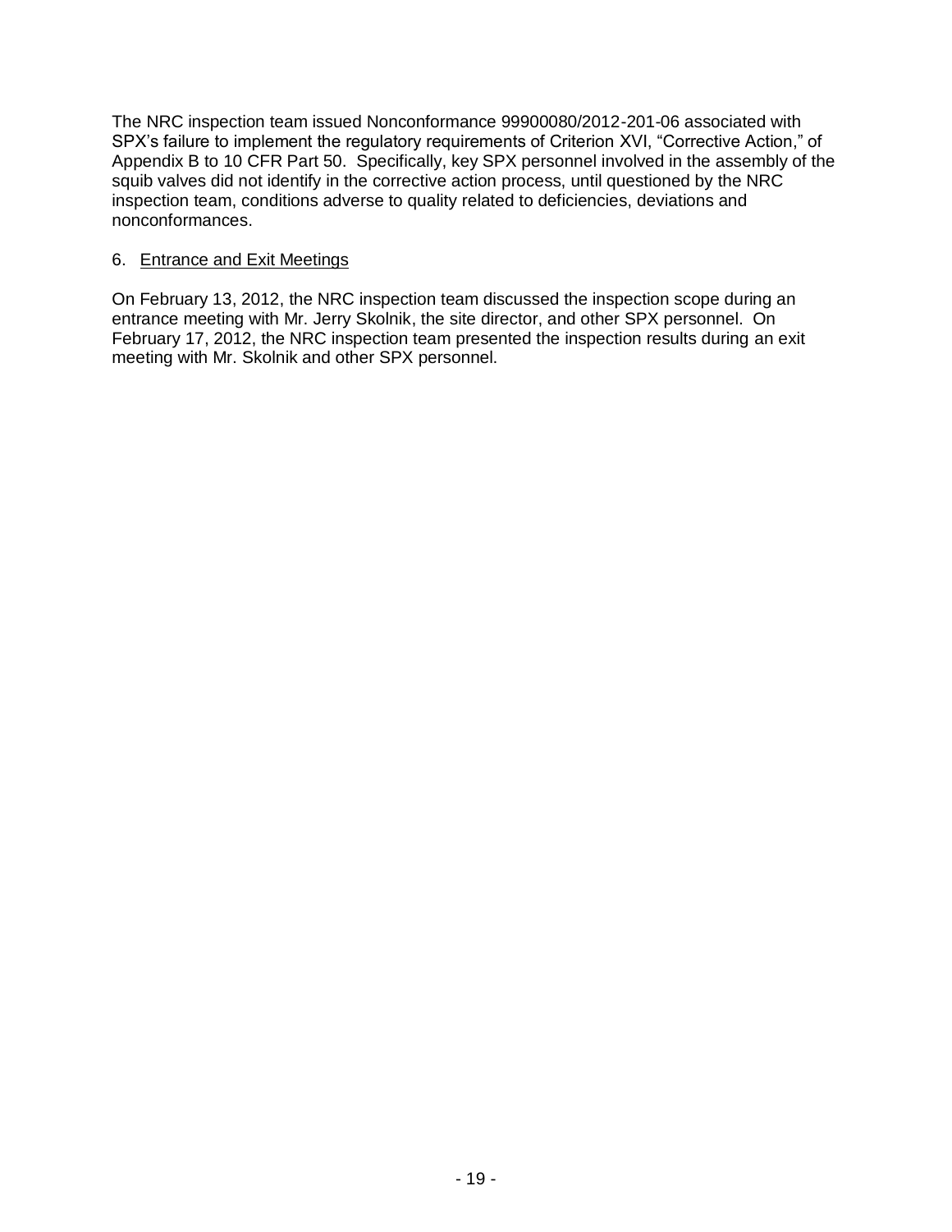The NRC inspection team issued Nonconformance 99900080/2012-201-06 associated with SPX's failure to implement the regulatory requirements of Criterion XVI, "Corrective Action," of Appendix B to 10 CFR Part 50. Specifically, key SPX personnel involved in the assembly of the squib valves did not identify in the corrective action process, until questioned by the NRC inspection team, conditions adverse to quality related to deficiencies, deviations and nonconformances.

## 6. Entrance and Exit Meetings

On February 13, 2012, the NRC inspection team discussed the inspection scope during an entrance meeting with Mr. Jerry Skolnik, the site director, and other SPX personnel. On February 17, 2012, the NRC inspection team presented the inspection results during an exit meeting with Mr. Skolnik and other SPX personnel.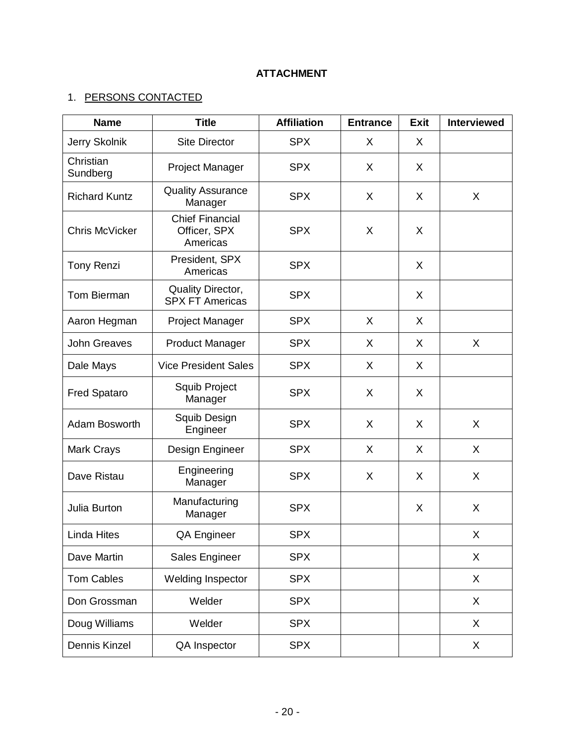**ATTACHMENT**

1. PERSONS CONTACTED

| Name | Title | Affiliation | Entrance | Exit | Interviewed |
|---|---|---|---|---|---|
| Jerry Skolnik | Site Director | SPX | X | X | |
| Christian Sundberg | Project Manager | SPX | X | X | |
| Richard Kuntz | Quality Assurance Manager | SPX | X | X | X |
| Chris McVicker | Chief Financial Officer, SPX Americas | SPX | X | X | |
| Tony Renzi | President, SPX Americas | SPX | | X | |
| Tom Bierman | Quality Director, SPX FT Americas | SPX | | X | |
| Aaron Hegman | Project Manager | SPX | X | X | |
| John Greaves | Product Manager | SPX | X | X | X |
| Dale Mays | Vice President Sales | SPX | X | X | |
| Fred Spataro | Squib Project Manager | SPX | X | X | |
| Adam Bosworth | Squib Design Engineer | SPX | X | X | X |
| Mark Crays | Design Engineer | SPX | X | X | X |
| Dave Ristau | Engineering Manager | SPX | X | X | X |
| Julia Burton | Manufacturing Manager | SPX | | X | X |
| Linda Hites | QA Engineer | SPX | | | X |
| Dave Martin | Sales Engineer | SPX | | | X |
| Tom Cables | Welding Inspector | SPX | | | X |
| Don Grossman | Welder | SPX | | | X |
| Doug Williams | Welder | SPX | | | X |
| Dennis Kinzel | QA Inspector | SPX | | | X |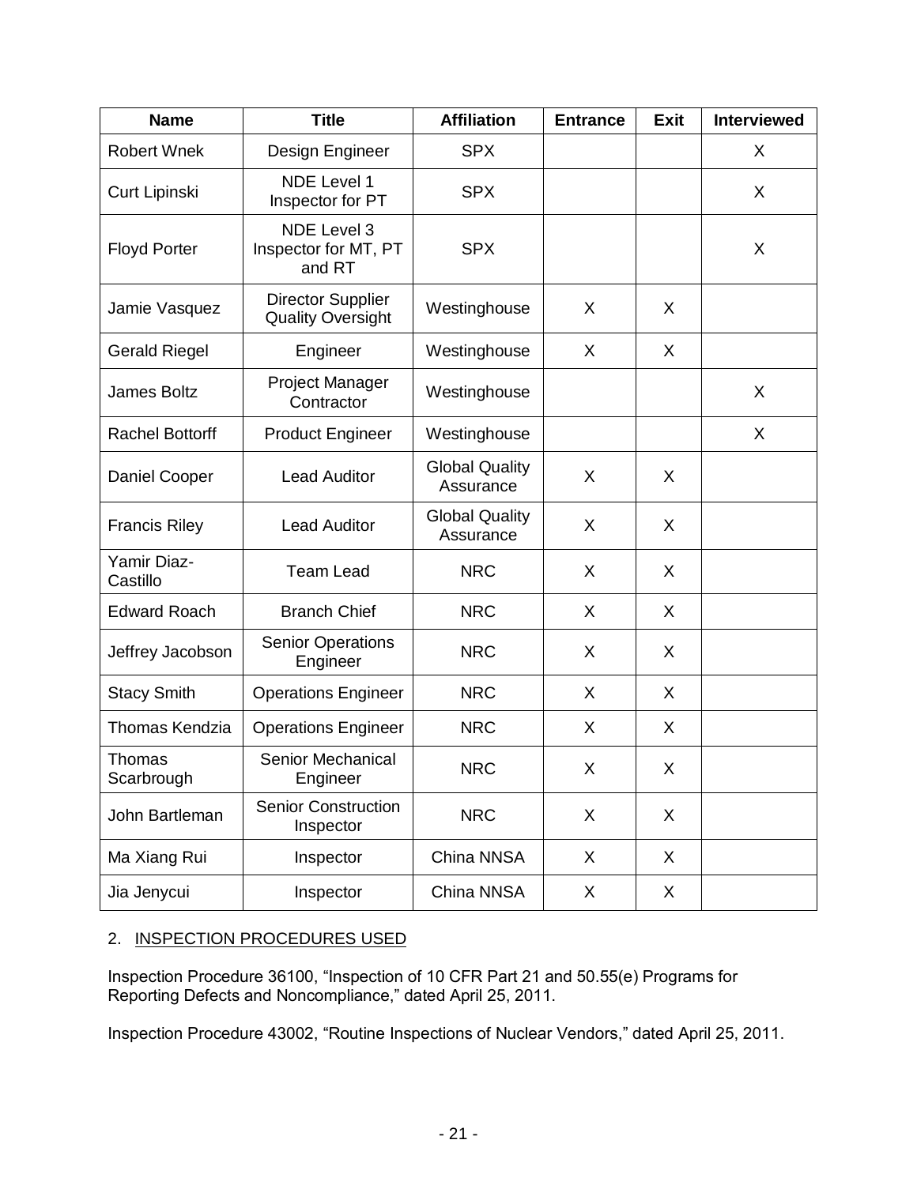| Name | Title | Affiliation | Entrance | Exit | Interviewed |
|---|---|---|---|---|---|
| Robert Wnek | Design Engineer | SPX | | | X |
| Curt Lipinski | NDE Level 1 Inspector for PT | SPX | | | X |
| Floyd Porter | NDE Level 3 Inspector for MT, PT and RT | SPX | | | X |
| Jamie Vasquez | Director Supplier Quality Oversight | Westinghouse | X | X | |
| Gerald Riegel | Engineer | Westinghouse | X | X | |
| James Boltz | Project Manager Contractor | Westinghouse | | | X |
| Rachel Bottorff | Product Engineer | Westinghouse | | | X |
| Daniel Cooper | Lead Auditor | Global Quality Assurance | X | X | |
| Francis Riley | Lead Auditor | Global Quality Assurance | X | X | |
| Yamir Diaz-Castillo | Team Lead | NRC | X | X | |
| Edward Roach | Branch Chief | NRC | X | X | |
| Jeffrey Jacobson | Senior Operations Engineer | NRC | X | X | |
| Stacy Smith | Operations Engineer | NRC | X | X | |
| Thomas Kendzia | Operations Engineer | NRC | X | X | |
| Thomas Scarbrough | Senior Mechanical Engineer | NRC | X | X | |
| John Bartleman | Senior Construction Inspector | NRC | X | X | |
| Ma Xiang Rui | Inspector | China NNSA | X | X | |
| Jia Jenycui | Inspector | China NNSA | X | X | |

2. INSPECTION PROCEDURES USED

Inspection Procedure 36100, "Inspection of 10 CFR Part 21 and 50.55(e) Programs for Reporting Defects and Noncompliance," dated April 25, 2011.

Inspection Procedure 43002, "Routine Inspections of Nuclear Vendors," dated April 25, 2011.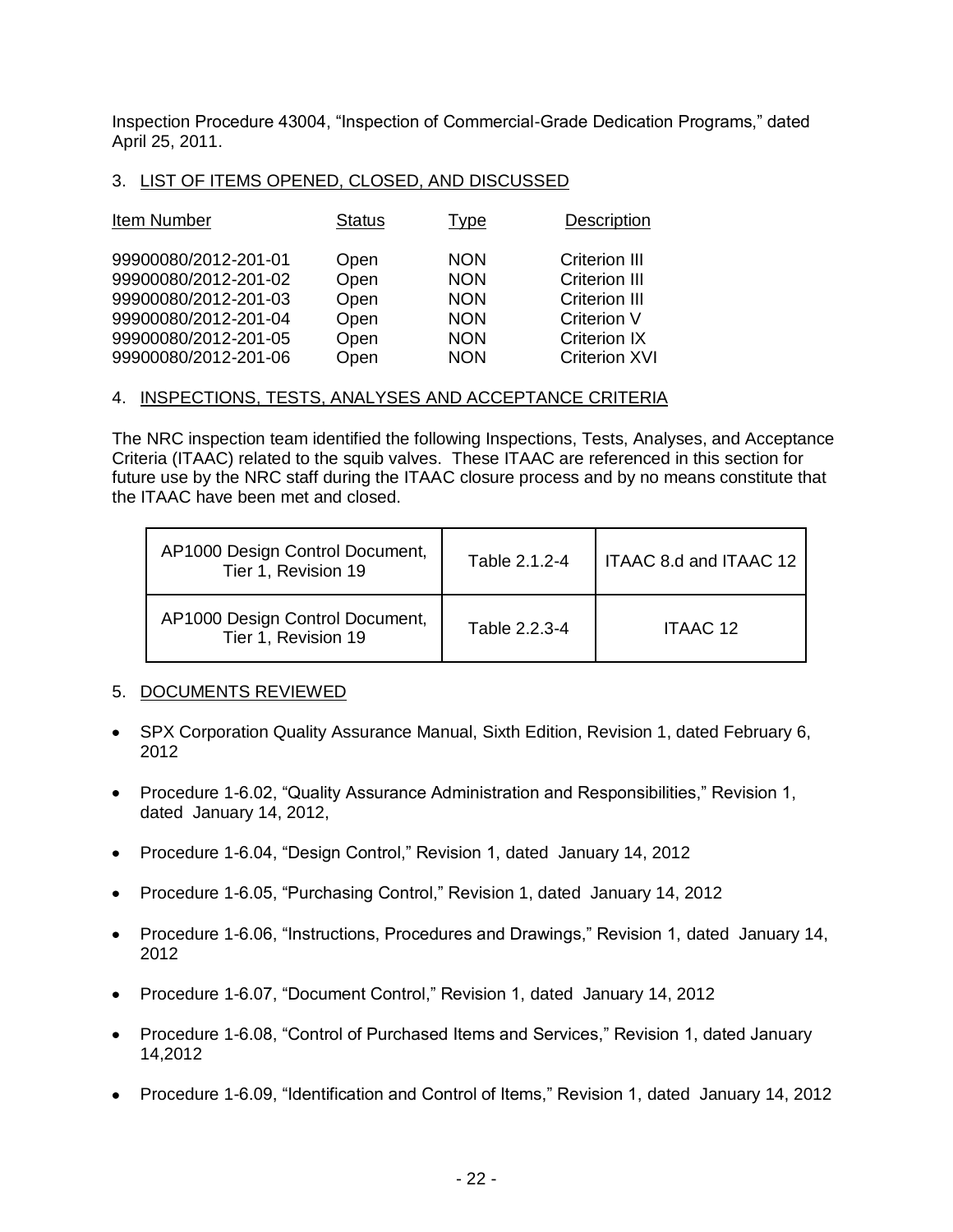Inspection Procedure 43004, “Inspection of Commercial-Grade Dedication Programs,” dated April 25, 2011.

## 3. LIST OF ITEMS OPENED, CLOSED, AND DISCUSSED

| Item Number | Status | Type | Description |
|---|---|---|---|
| 99900080/2012-201-01 | Open | NON | Criterion III |
| 99900080/2012-201-02 | Open | NON | Criterion III |
| 99900080/2012-201-03 | Open | NON | Criterion III |
| 99900080/2012-201-04 | Open | NON | Criterion V |
| 99900080/2012-201-05 | Open | NON | Criterion IX |
| 99900080/2012-201-06 | Open | NON | Criterion XVI |

## 4. INSPECTIONS, TESTS, ANALYSES AND ACCEPTANCE CRITERIA

The NRC inspection team identified the following Inspections, Tests, Analyses, and Acceptance Criteria (ITAAC) related to the squib valves. These ITAAC are referenced in this section for future use by the NRC staff during the ITAAC closure process and by no means constitute that the ITAAC have been met and closed.

| | | |
|---|---|---|
| AP1000 Design Control Document, Tier 1, Revision 19 | Table 2.1.2-4 | ITAAC 8.d and ITAAC 12 |
| AP1000 Design Control Document, Tier 1, Revision 19 | Table 2.2.3-4 | ITAAC 12 |

## 5. DOCUMENTS REVIEWED

- SPX Corporation Quality Assurance Manual, Sixth Edition, Revision 1, dated February 6, 2012
- Procedure 1-6.02, “Quality Assurance Administration and Responsibilities,” Revision 1, dated January 14, 2012,
- Procedure 1-6.04, “Design Control,” Revision 1, dated January 14, 2012
- Procedure 1-6.05, “Purchasing Control,” Revision 1, dated January 14, 2012
- Procedure 1-6.06, “Instructions, Procedures and Drawings,” Revision 1, dated January 14, 2012
- Procedure 1-6.07, “Document Control,” Revision 1, dated January 14, 2012
- Procedure 1-6.08, “Control of Purchased Items and Services,” Revision 1, dated January 14,2012
- Procedure 1-6.09, “Identification and Control of Items,” Revision 1, dated January 14, 2012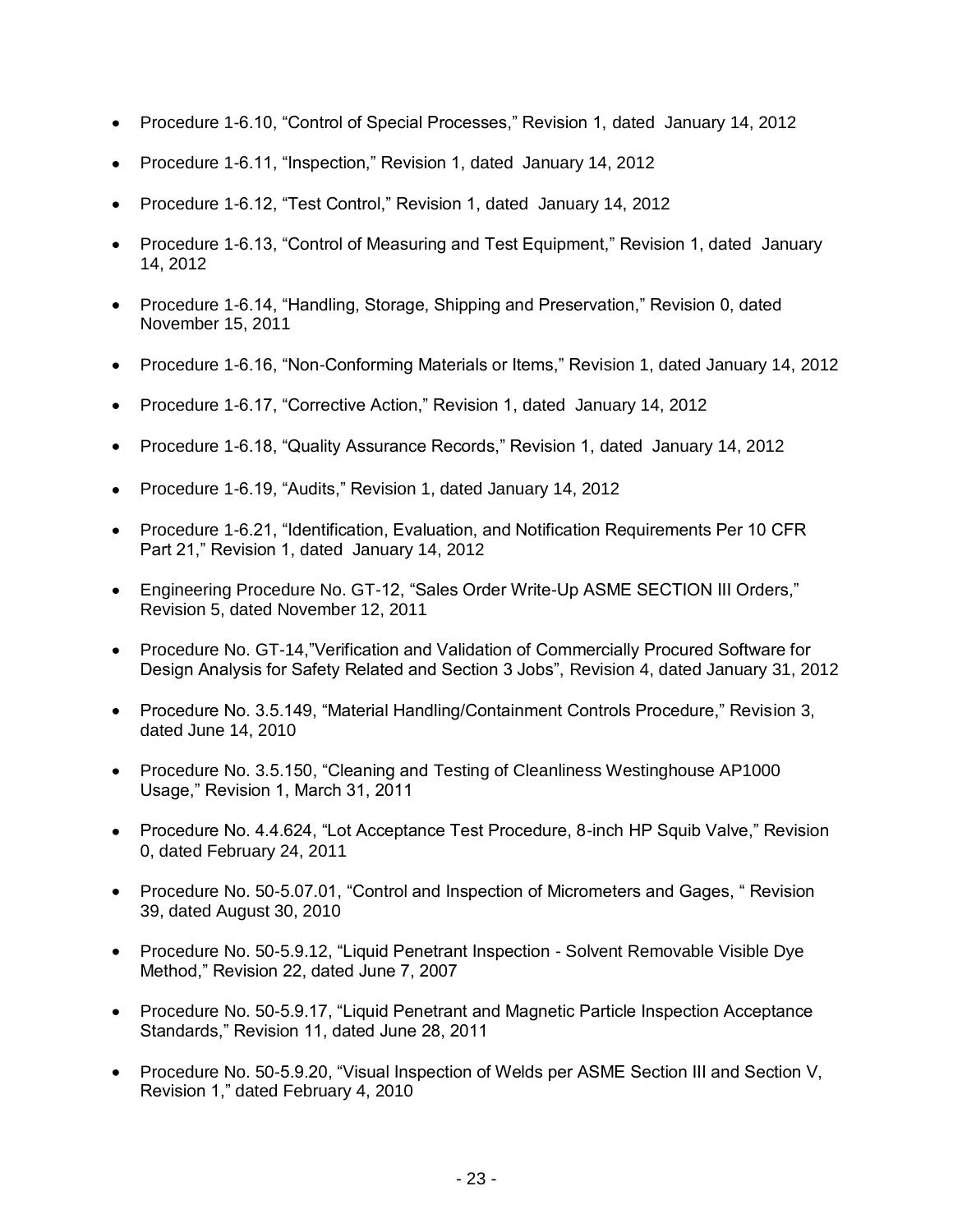- Procedure 1-6.10, “Control of Special Processes,” Revision 1, dated January 14, 2012
- Procedure 1-6.11, “Inspection,” Revision 1, dated January 14, 2012
- Procedure 1-6.12, “Test Control,” Revision 1, dated January 14, 2012
- Procedure 1-6.13, “Control of Measuring and Test Equipment,” Revision 1, dated January 14, 2012
- Procedure 1-6.14, “Handling, Storage, Shipping and Preservation,” Revision 0, dated November 15, 2011
- Procedure 1-6.16, “Non-Conforming Materials or Items,” Revision 1, dated January 14, 2012
- Procedure 1-6.17, “Corrective Action,” Revision 1, dated January 14, 2012
- Procedure 1-6.18, “Quality Assurance Records,” Revision 1, dated January 14, 2012
- Procedure 1-6.19, “Audits,” Revision 1, dated January 14, 2012
- Procedure 1-6.21, “Identification, Evaluation, and Notification Requirements Per 10 CFR Part 21,” Revision 1, dated January 14, 2012
- Engineering Procedure No. GT-12, “Sales Order Write-Up ASME SECTION III Orders,” Revision 5, dated November 12, 2011
- Procedure No. GT-14,”Verification and Validation of Commercially Procured Software for Design Analysis for Safety Related and Section 3 Jobs”, Revision 4, dated January 31, 2012
- Procedure No. 3.5.149, “Material Handling/Containment Controls Procedure,” Revision 3, dated June 14, 2010
- Procedure No. 3.5.150, “Cleaning and Testing of Cleanliness Westinghouse AP1000 Usage,” Revision 1, March 31, 2011
- Procedure No. 4.4.624, “Lot Acceptance Test Procedure, 8-inch HP Squib Valve,” Revision 0, dated February 24, 2011
- Procedure No. 50-5.07.01, “Control and Inspection of Micrometers and Gages, “ Revision 39, dated August 30, 2010
- Procedure No. 50-5.9.12, “Liquid Penetrant Inspection - Solvent Removable Visible Dye Method,” Revision 22, dated June 7, 2007
- Procedure No. 50-5.9.17, “Liquid Penetrant and Magnetic Particle Inspection Acceptance Standards,” Revision 11, dated June 28, 2011
- Procedure No. 50-5.9.20, “Visual Inspection of Welds per ASME Section III and Section V, Revision 1,” dated February 4, 2010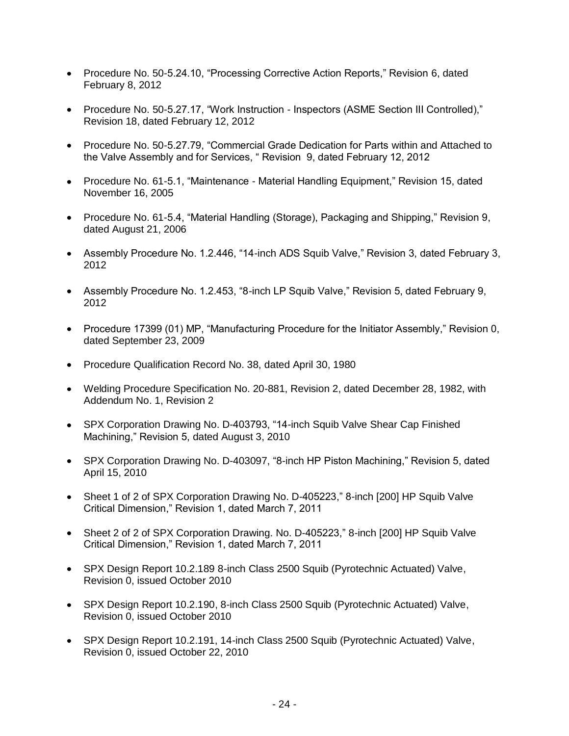- Procedure No. 50-5.24.10, "Processing Corrective Action Reports," Revision 6, dated February 8, 2012

- Procedure No. 50-5.27.17, "Work Instruction - Inspectors (ASME Section III Controlled)," Revision 18, dated February 12, 2012

- Procedure No. 50-5.27.79, "Commercial Grade Dedication for Parts within and Attached to the Valve Assembly and for Services, " Revision 9, dated February 12, 2012

- Procedure No. 61-5.1, "Maintenance - Material Handling Equipment," Revision 15, dated November 16, 2005

- Procedure No. 61-5.4, "Material Handling (Storage), Packaging and Shipping," Revision 9, dated August 21, 2006

- Assembly Procedure No. 1.2.446, "14-inch ADS Squib Valve," Revision 3, dated February 3, 2012

- Assembly Procedure No. 1.2.453, "8-inch LP Squib Valve," Revision 5, dated February 9, 2012

- Procedure 17399 (01) MP, "Manufacturing Procedure for the Initiator Assembly," Revision 0, dated September 23, 2009

- Procedure Qualification Record No. 38, dated April 30, 1980

- Welding Procedure Specification No. 20-881, Revision 2, dated December 28, 1982, with Addendum No. 1, Revision 2

- SPX Corporation Drawing No. D-403793, "14-inch Squib Valve Shear Cap Finished Machining," Revision 5, dated August 3, 2010

- SPX Corporation Drawing No. D-403097, "8-inch HP Piston Machining," Revision 5, dated April 15, 2010

- Sheet 1 of 2 of SPX Corporation Drawing No. D-405223," 8-inch [200] HP Squib Valve Critical Dimension," Revision 1, dated March 7, 2011

- Sheet 2 of 2 of SPX Corporation Drawing. No. D-405223," 8-inch [200] HP Squib Valve Critical Dimension," Revision 1, dated March 7, 2011

- SPX Design Report 10.2.189 8-inch Class 2500 Squib (Pyrotechnic Actuated) Valve, Revision 0, issued October 2010

- SPX Design Report 10.2.190, 8-inch Class 2500 Squib (Pyrotechnic Actuated) Valve, Revision 0, issued October 2010

- SPX Design Report 10.2.191, 14-inch Class 2500 Squib (Pyrotechnic Actuated) Valve, Revision 0, issued October 22, 2010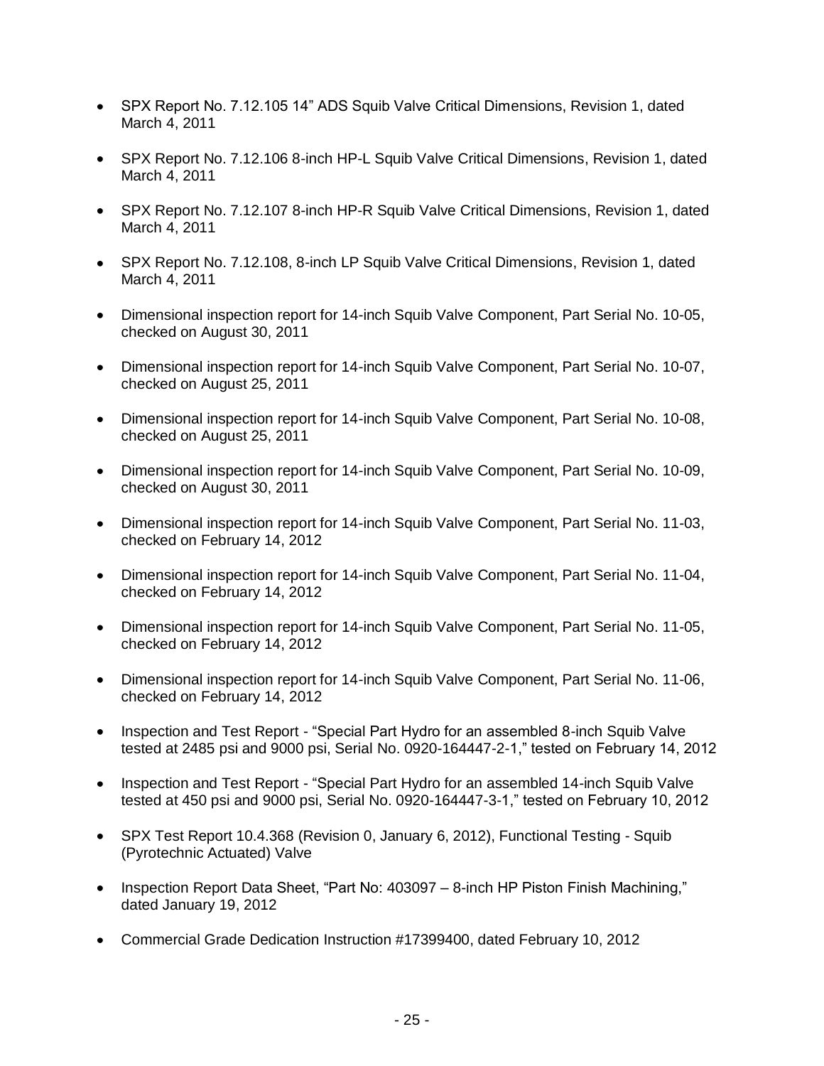- SPX Report No. 7.12.105 14” ADS Squib Valve Critical Dimensions, Revision 1, dated March 4, 2011

- SPX Report No. 7.12.106 8-inch HP-L Squib Valve Critical Dimensions, Revision 1, dated March 4, 2011

- SPX Report No. 7.12.107 8-inch HP-R Squib Valve Critical Dimensions, Revision 1, dated March 4, 2011

- SPX Report No. 7.12.108, 8-inch LP Squib Valve Critical Dimensions, Revision 1, dated March 4, 2011

- Dimensional inspection report for 14-inch Squib Valve Component, Part Serial No. 10-05, checked on August 30, 2011

- Dimensional inspection report for 14-inch Squib Valve Component, Part Serial No. 10-07, checked on August 25, 2011

- Dimensional inspection report for 14-inch Squib Valve Component, Part Serial No. 10-08, checked on August 25, 2011

- Dimensional inspection report for 14-inch Squib Valve Component, Part Serial No. 10-09, checked on August 30, 2011

- Dimensional inspection report for 14-inch Squib Valve Component, Part Serial No. 11-03, checked on February 14, 2012

- Dimensional inspection report for 14-inch Squib Valve Component, Part Serial No. 11-04, checked on February 14, 2012

- Dimensional inspection report for 14-inch Squib Valve Component, Part Serial No. 11-05, checked on February 14, 2012

- Dimensional inspection report for 14-inch Squib Valve Component, Part Serial No. 11-06, checked on February 14, 2012

- Inspection and Test Report - “Special Part Hydro for an assembled 8-inch Squib Valve tested at 2485 psi and 9000 psi, Serial No. 0920-164447-2-1,” tested on February 14, 2012

- Inspection and Test Report - “Special Part Hydro for an assembled 14-inch Squib Valve tested at 450 psi and 9000 psi, Serial No. 0920-164447-3-1,” tested on February 10, 2012

- SPX Test Report 10.4.368 (Revision 0, January 6, 2012), Functional Testing - Squib (Pyrotechnic Actuated) Valve

- Inspection Report Data Sheet, “Part No: 403097 – 8-inch HP Piston Finish Machining,” dated January 19, 2012

- Commercial Grade Dedication Instruction #17399400, dated February 10, 2012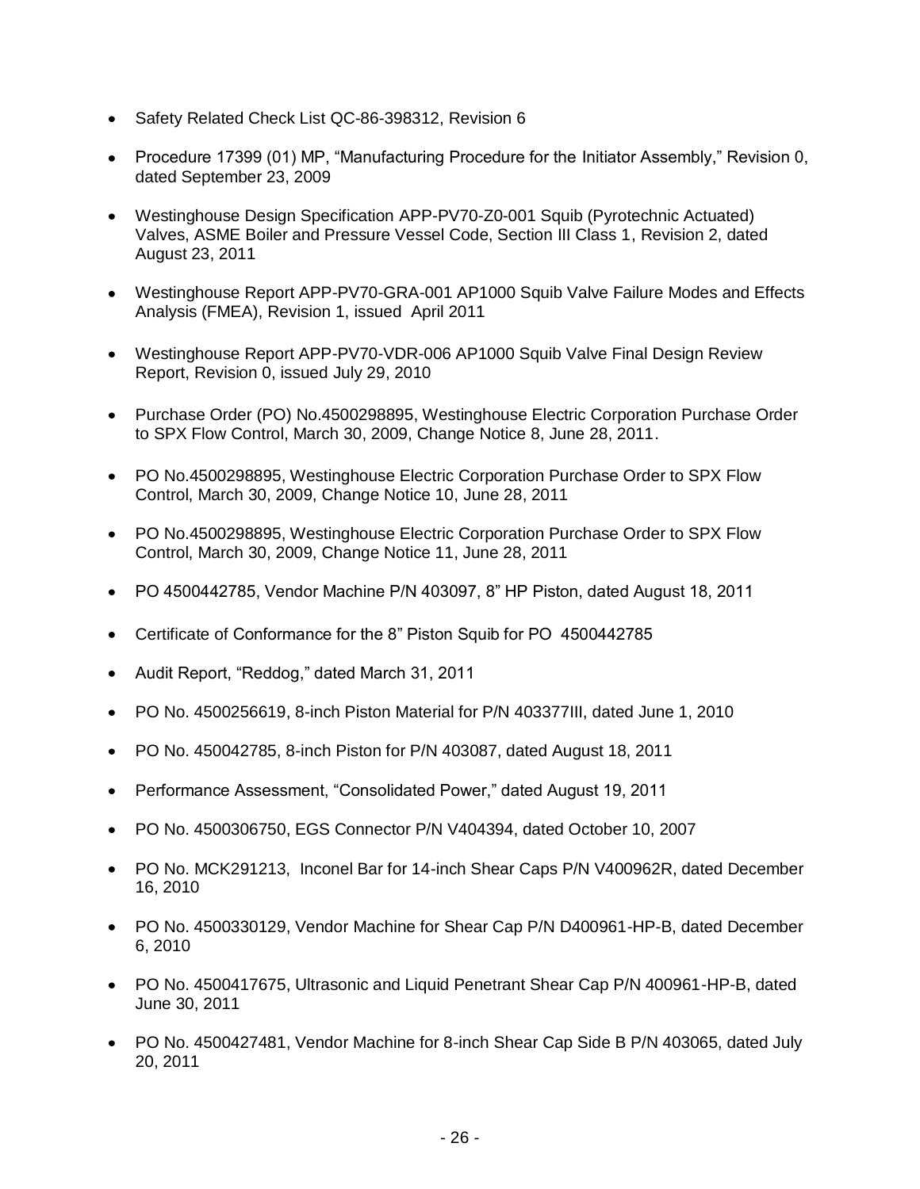- Safety Related Check List QC-86-398312, Revision 6
- Procedure 17399 (01) MP, "Manufacturing Procedure for the Initiator Assembly," Revision 0, dated September 23, 2009
- Westinghouse Design Specification APP-PV70-Z0-001 Squib (Pyrotechnic Actuated) Valves, ASME Boiler and Pressure Vessel Code, Section III Class 1, Revision 2, dated August 23, 2011
- Westinghouse Report APP-PV70-GRA-001 AP1000 Squib Valve Failure Modes and Effects Analysis (FMEA), Revision 1, issued April 2011
- Westinghouse Report APP-PV70-VDR-006 AP1000 Squib Valve Final Design Review Report, Revision 0, issued July 29, 2010
- Purchase Order (PO) No.4500298895, Westinghouse Electric Corporation Purchase Order to SPX Flow Control, March 30, 2009, Change Notice 8, June 28, 2011.
- PO No.4500298895, Westinghouse Electric Corporation Purchase Order to SPX Flow Control, March 30, 2009, Change Notice 10, June 28, 2011
- PO No.4500298895, Westinghouse Electric Corporation Purchase Order to SPX Flow Control, March 30, 2009, Change Notice 11, June 28, 2011
- PO 4500442785, Vendor Machine P/N 403097, 8" HP Piston, dated August 18, 2011
- Certificate of Conformance for the 8" Piston Squib for PO 4500442785
- Audit Report, "Reddog," dated March 31, 2011
- PO No. 4500256619, 8-inch Piston Material for P/N 403377III, dated June 1, 2010
- PO No. 450042785, 8-inch Piston for P/N 403087, dated August 18, 2011
- Performance Assessment, "Consolidated Power," dated August 19, 2011
- PO No. 4500306750, EGS Connector P/N V404394, dated October 10, 2007
- PO No. MCK291213, Inconel Bar for 14-inch Shear Caps P/N V400962R, dated December 16, 2010
- PO No. 4500330129, Vendor Machine for Shear Cap P/N D400961-HP-B, dated December 6, 2010
- PO No. 4500417675, Ultrasonic and Liquid Penetrant Shear Cap P/N 400961-HP-B, dated June 30, 2011
- PO No. 4500427481, Vendor Machine for 8-inch Shear Cap Side B P/N 403065, dated July 20, 2011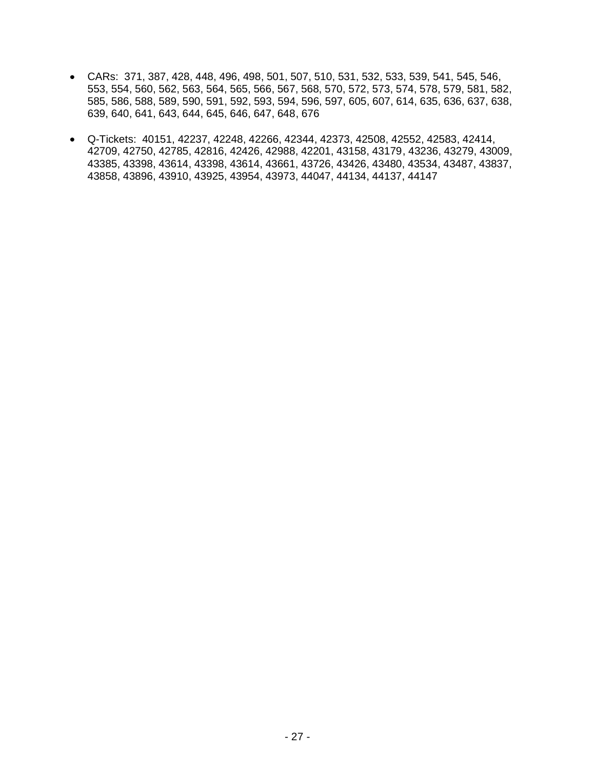- CARs: 371, 387, 428, 448, 496, 498, 501, 507, 510, 531, 532, 533, 539, 541, 545, 546, 553, 554, 560, 562, 563, 564, 565, 566, 567, 568, 570, 572, 573, 574, 578, 579, 581, 582, 585, 586, 588, 589, 590, 591, 592, 593, 594, 596, 597, 605, 607, 614, 635, 636, 637, 638, 639, 640, 641, 643, 644, 645, 646, 647, 648, 676
- Q-Tickets: 40151, 42237, 42248, 42266, 42344, 42373, 42508, 42552, 42583, 42414, 42709, 42750, 42785, 42816, 42426, 42988, 42201, 43158, 43179, 43236, 43279, 43009, 43385, 43398, 43614, 43398, 43614, 43661, 43726, 43426, 43480, 43534, 43487, 43837, 43858, 43896, 43910, 43925, 43954, 43973, 44047, 44134, 44137, 44147